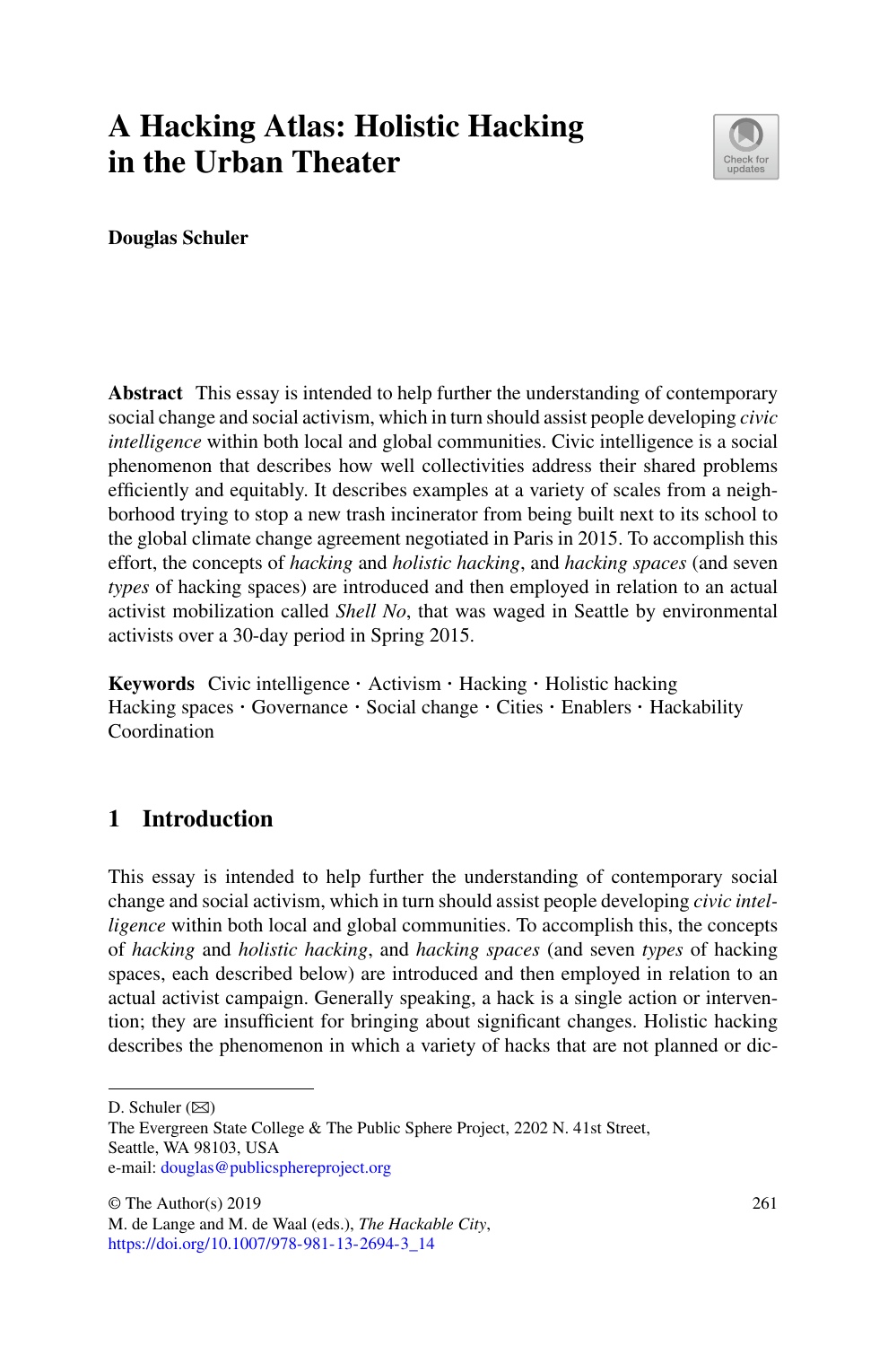# A Hacking Atlas: Holistic Hacking in the Urban Theater

**Douglas Schuler**

**Abstract** This essay is intended to help further the understanding of contemporary social change and social activism, which in turn should assist people developing *civic intelligence* within both local and global communities. Civic intelligence is a social phenomenon that describes how well collectivities address their shared problems efficiently and equitably. It describes examples at a variety of scales from a neighborhood trying to stop a new trash incinerator from being built next to its school to the global climate change agreement negotiated in Paris in 2015. To accomplish this effort, the concepts of *hacking* and *holistic hacking*, and *hacking spaces* (and seven *types* of hacking spaces) are introduced and then employed in relation to an actual activist mobilization called *Shell No*, that was waged in Seattle by environmental activists over a 30-day period in Spring 2015.

**Keywords** Civic intelligence · Activism · Hacking · Holistic hacking Hacking spaces · Governance · Social change · Cities · Enablers · Hackability Coordination

## 1 Introduction

This essay is intended to help further the understanding of contemporary social change and social activism, which in turn should assist people developing *civic intelligence* within both local and global communities. To accomplish this, the concepts of *hacking* and *holistic hacking*, and *hacking spaces* (and seven *types* of hacking spaces, each described below) are introduced and then employed in relation to an actual activist campaign. Generally speaking, a hack is a single action or intervention; they are insufficient for bringing about significant changes. Holistic hacking describes the phenomenon in which a variety of hacks that are not planned or dic-

---

D. Schuler (✉)
The Evergreen State College & The Public Sphere Project, 2202 N. 41st Street, Seattle, WA 98103, USA
e-mail: douglas@publicsphereproject.org

© The Author(s) 2019
M. de Lange and M. de Waal (eds.), *The Hackable City*,
https://doi.org/10.1007/978-981-13-2694-3_14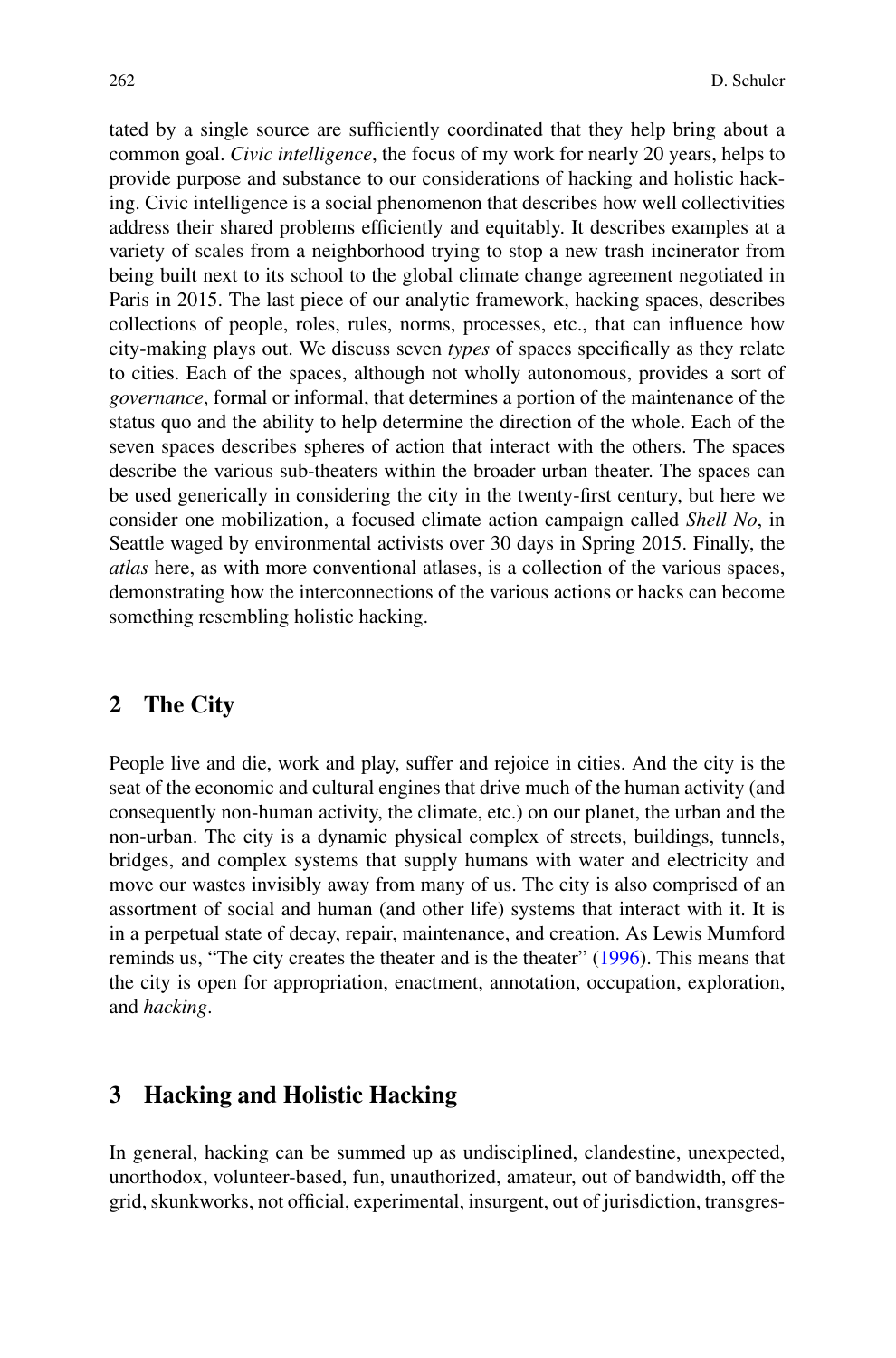tated by a single source are sufficiently coordinated that they help bring about a common goal. *Civic intelligence*, the focus of my work for nearly 20 years, helps to provide purpose and substance to our considerations of hacking and holistic hacking. Civic intelligence is a social phenomenon that describes how well collectivities address their shared problems efficiently and equitably. It describes examples at a variety of scales from a neighborhood trying to stop a new trash incinerator from being built next to its school to the global climate change agreement negotiated in Paris in 2015. The last piece of our analytic framework, hacking spaces, describes collections of people, roles, rules, norms, processes, etc., that can influence how city-making plays out. We discuss seven *types* of spaces specifically as they relate to cities. Each of the spaces, although not wholly autonomous, provides a sort of *governance*, formal or informal, that determines a portion of the maintenance of the status quo and the ability to help determine the direction of the whole. Each of the seven spaces describes spheres of action that interact with the others. The spaces describe the various sub-theaters within the broader urban theater. The spaces can be used generically in considering the city in the twenty-first century, but here we consider one mobilization, a focused climate action campaign called *Shell No*, in Seattle waged by environmental activists over 30 days in Spring 2015. Finally, the *atlas* here, as with more conventional atlases, is a collection of the various spaces, demonstrating how the interconnections of the various actions or hacks can become something resembling holistic hacking.

## 2 The City

People live and die, work and play, suffer and rejoice in cities. And the city is the seat of the economic and cultural engines that drive much of the human activity (and consequently non-human activity, the climate, etc.) on our planet, the urban and the non-urban. The city is a dynamic physical complex of streets, buildings, tunnels, bridges, and complex systems that supply humans with water and electricity and move our wastes invisibly away from many of us. The city is also comprised of an assortment of social and human (and other life) systems that interact with it. It is in a perpetual state of decay, repair, maintenance, and creation. As Lewis Mumford reminds us, "The city creates the theater and is the theater" (1996). This means that the city is open for appropriation, enactment, annotation, occupation, exploration, and *hacking*.

## 3 Hacking and Holistic Hacking

In general, hacking can be summed up as undisciplined, clandestine, unexpected, unorthodox, volunteer-based, fun, unauthorized, amateur, out of bandwidth, off the grid, skunkworks, not official, experimental, insurgent, out of jurisdiction, transgres-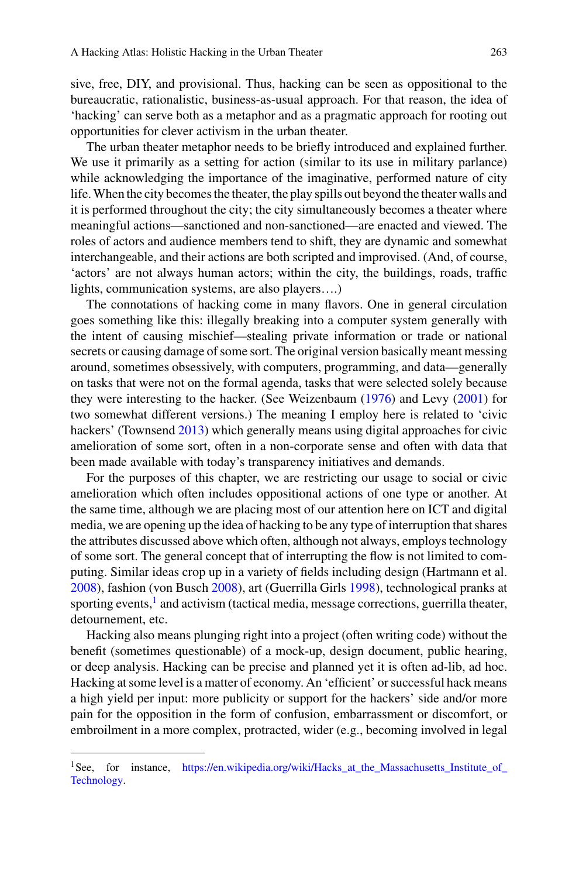sive, free, DIY, and provisional. Thus, hacking can be seen as oppositional to the bureaucratic, rationalistic, business-as-usual approach. For that reason, the idea of 'hacking' can serve both as a metaphor and as a pragmatic approach for rooting out opportunities for clever activism in the urban theater.

The urban theater metaphor needs to be briefly introduced and explained further. We use it primarily as a setting for action (similar to its use in military parlance) while acknowledging the importance of the imaginative, performed nature of city life. When the city becomes the theater, the play spills out beyond the theater walls and it is performed throughout the city; the city simultaneously becomes a theater where meaningful actions—sanctioned and non-sanctioned—are enacted and viewed. The roles of actors and audience members tend to shift, they are dynamic and somewhat interchangeable, and their actions are both scripted and improvised. (And, of course, 'actors' are not always human actors; within the city, the buildings, roads, traffic lights, communication systems, are also players….)

The connotations of hacking come in many flavors. One in general circulation goes something like this: illegally breaking into a computer system generally with the intent of causing mischief—stealing private information or trade or national secrets or causing damage of some sort. The original version basically meant messing around, sometimes obsessively, with computers, programming, and data—generally on tasks that were not on the formal agenda, tasks that were selected solely because they were interesting to the hacker. (See Weizenbaum (1976) and Levy (2001) for two somewhat different versions.) The meaning I employ here is related to 'civic hackers' (Townsend 2013) which generally means using digital approaches for civic amelioration of some sort, often in a non-corporate sense and often with data that been made available with today's transparency initiatives and demands.

For the purposes of this chapter, we are restricting our usage to social or civic amelioration which often includes oppositional actions of one type or another. At the same time, although we are placing most of our attention here on ICT and digital media, we are opening up the idea of hacking to be any type of interruption that shares the attributes discussed above which often, although not always, employs technology of some sort. The general concept that of interrupting the flow is not limited to computing. Similar ideas crop up in a variety of fields including design (Hartmann et al. 2008), fashion (von Busch 2008), art (Guerrilla Girls 1998), technological pranks at sporting events,[1] and activism (tactical media, message corrections, guerrilla theater, detournement, etc.

Hacking also means plunging right into a project (often writing code) without the benefit (sometimes questionable) of a mock-up, design document, public hearing, or deep analysis. Hacking can be precise and planned yet it is often ad-lib, ad hoc. Hacking at some level is a matter of economy. An 'efficient' or successful hack means a high yield per input: more publicity or support for the hackers' side and/or more pain for the opposition in the form of confusion, embarrassment or discomfort, or embroilment in a more complex, protracted, wider (e.g., becoming involved in legal

[1] See, for instance, https://en.wikipedia.org/wiki/Hacks_at_the_Massachusetts_Institute_of_Technology.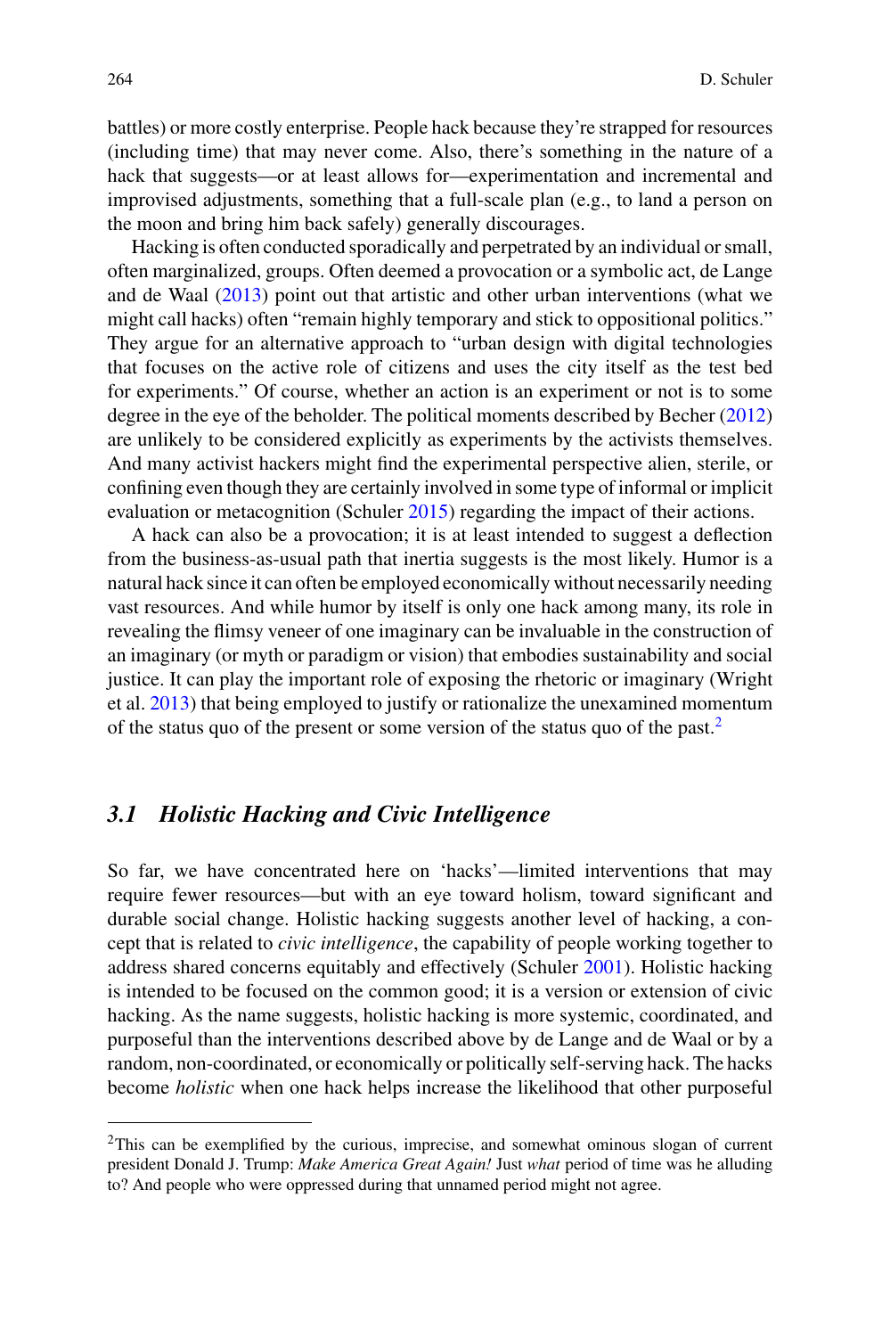battles) or more costly enterprise. People hack because they're strapped for resources (including time) that may never come. Also, there's something in the nature of a hack that suggests—or at least allows for—experimentation and incremental and improvised adjustments, something that a full-scale plan (e.g., to land a person on the moon and bring him back safely) generally discourages.

Hacking is often conducted sporadically and perpetrated by an individual or small, often marginalized, groups. Often deemed a provocation or a symbolic act, de Lange and de Waal (2013) point out that artistic and other urban interventions (what we might call hacks) often "remain highly temporary and stick to oppositional politics." They argue for an alternative approach to "urban design with digital technologies that focuses on the active role of citizens and uses the city itself as the test bed for experiments." Of course, whether an action is an experiment or not is to some degree in the eye of the beholder. The political moments described by Becher (2012) are unlikely to be considered explicitly as experiments by the activists themselves. And many activist hackers might find the experimental perspective alien, sterile, or confining even though they are certainly involved in some type of informal or implicit evaluation or metacognition (Schuler 2015) regarding the impact of their actions.

A hack can also be a provocation; it is at least intended to suggest a deflection from the business-as-usual path that inertia suggests is the most likely. Humor is a natural hack since it can often be employed economically without necessarily needing vast resources. And while humor by itself is only one hack among many, its role in revealing the flimsy veneer of one imaginary can be invaluable in the construction of an imaginary (or myth or paradigm or vision) that embodies sustainability and social justice. It can play the important role of exposing the rhetoric or imaginary (Wright et al. 2013) that being employed to justify or rationalize the unexamined momentum of the status quo of the present or some version of the status quo of the past.[2]

### *3.1 Holistic Hacking and Civic Intelligence*

So far, we have concentrated here on 'hacks'—limited interventions that may require fewer resources—but with an eye toward holism, toward significant and durable social change. Holistic hacking suggests another level of hacking, a concept that is related to *civic intelligence*, the capability of people working together to address shared concerns equitably and effectively (Schuler 2001). Holistic hacking is intended to be focused on the common good; it is a version or extension of civic hacking. As the name suggests, holistic hacking is more systemic, coordinated, and purposeful than the interventions described above by de Lange and de Waal or by a random, non-coordinated, or economically or politically self-serving hack. The hacks become *holistic* when one hack helps increase the likelihood that other purposeful

[2]This can be exemplified by the curious, imprecise, and somewhat ominous slogan of current president Donald J. Trump: *Make America Great Again!* Just *what* period of time was he alluding to? And people who were oppressed during that unnamed period might not agree.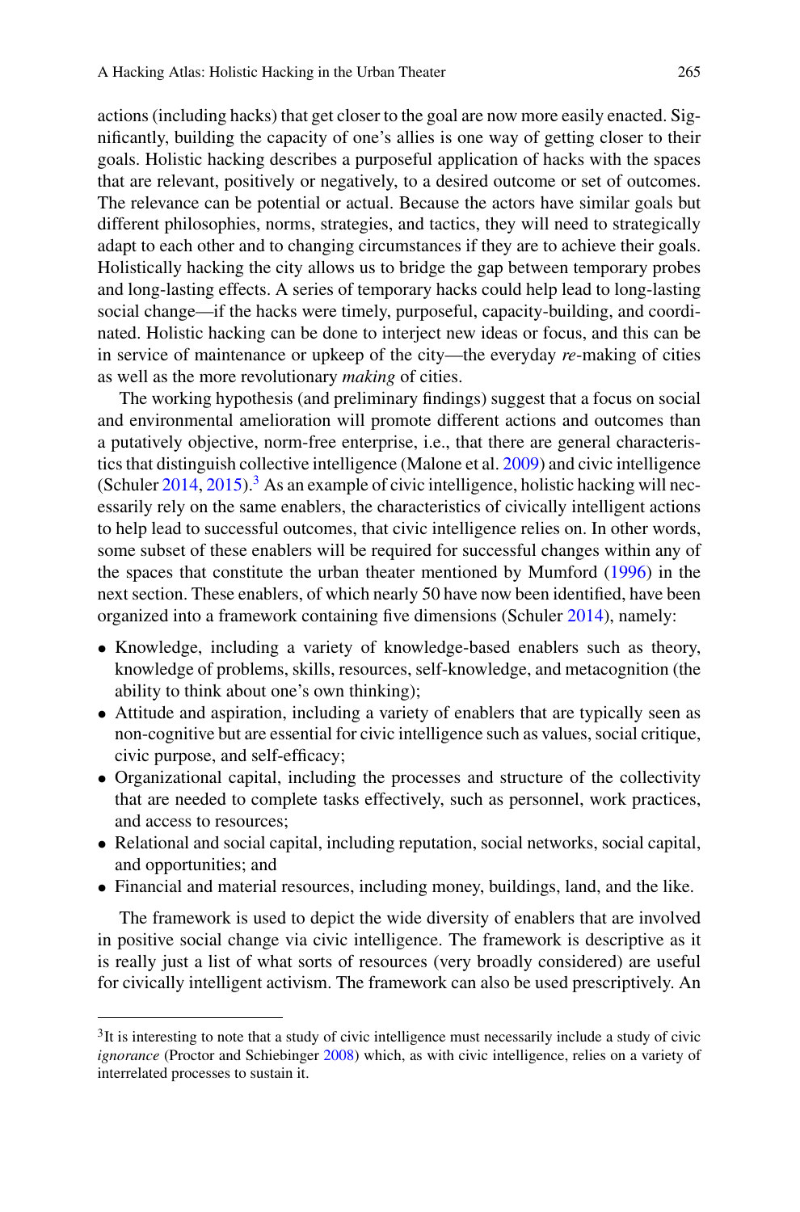actions (including hacks) that get closer to the goal are now more easily enacted. Significantly, building the capacity of one's allies is one way of getting closer to their goals. Holistic hacking describes a purposeful application of hacks with the spaces that are relevant, positively or negatively, to a desired outcome or set of outcomes. The relevance can be potential or actual. Because the actors have similar goals but different philosophies, norms, strategies, and tactics, they will need to strategically adapt to each other and to changing circumstances if they are to achieve their goals. Holistically hacking the city allows us to bridge the gap between temporary probes and long-lasting effects. A series of temporary hacks could help lead to long-lasting social change—if the hacks were timely, purposeful, capacity-building, and coordinated. Holistic hacking can be done to interject new ideas or focus, and this can be in service of maintenance or upkeep of the city—the everyday *re*-making of cities as well as the more revolutionary *making* of cities.

The working hypothesis (and preliminary findings) suggest that a focus on social and environmental amelioration will promote different actions and outcomes than a putatively objective, norm-free enterprise, i.e., that there are general characteristics that distinguish collective intelligence (Malone et al. 2009) and civic intelligence (Schuler 2014, 2015).[3] As an example of civic intelligence, holistic hacking will necessarily rely on the same enablers, the characteristics of civically intelligent actions to help lead to successful outcomes, that civic intelligence relies on. In other words, some subset of these enablers will be required for successful changes within any of the spaces that constitute the urban theater mentioned by Mumford (1996) in the next section. These enablers, of which nearly 50 have now been identified, have been organized into a framework containing five dimensions (Schuler 2014), namely:

- Knowledge, including a variety of knowledge-based enablers such as theory, knowledge of problems, skills, resources, self-knowledge, and metacognition (the ability to think about one's own thinking);
- Attitude and aspiration, including a variety of enablers that are typically seen as non-cognitive but are essential for civic intelligence such as values, social critique, civic purpose, and self-efficacy;
- Organizational capital, including the processes and structure of the collectivity that are needed to complete tasks effectively, such as personnel, work practices, and access to resources;
- Relational and social capital, including reputation, social networks, social capital, and opportunities; and
- Financial and material resources, including money, buildings, land, and the like.

The framework is used to depict the wide diversity of enablers that are involved in positive social change via civic intelligence. The framework is descriptive as it is really just a list of what sorts of resources (very broadly considered) are useful for civically intelligent activism. The framework can also be used prescriptively. An

[3]It is interesting to note that a study of civic intelligence must necessarily include a study of civic *ignorance* (Proctor and Schiebinger 2008) which, as with civic intelligence, relies on a variety of interrelated processes to sustain it.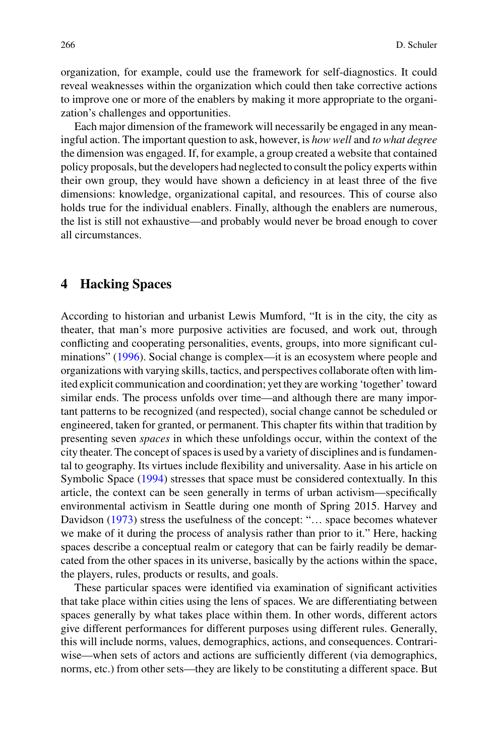organization, for example, could use the framework for self-diagnostics. It could reveal weaknesses within the organization which could then take corrective actions to improve one or more of the enablers by making it more appropriate to the organization's challenges and opportunities.

Each major dimension of the framework will necessarily be engaged in any meaningful action. The important question to ask, however, is *how well* and *to what degree* the dimension was engaged. If, for example, a group created a website that contained policy proposals, but the developers had neglected to consult the policy experts within their own group, they would have shown a deficiency in at least three of the five dimensions: knowledge, organizational capital, and resources. This of course also holds true for the individual enablers. Finally, although the enablers are numerous, the list is still not exhaustive—and probably would never be broad enough to cover all circumstances.

## 4 Hacking Spaces

According to historian and urbanist Lewis Mumford, "It is in the city, the city as theater, that man's more purposive activities are focused, and work out, through conflicting and cooperating personalities, events, groups, into more significant culminations" (1996). Social change is complex—it is an ecosystem where people and organizations with varying skills, tactics, and perspectives collaborate often with limited explicit communication and coordination; yet they are working 'together' toward similar ends. The process unfolds over time—and although there are many important patterns to be recognized (and respected), social change cannot be scheduled or engineered, taken for granted, or permanent. This chapter fits within that tradition by presenting seven *spaces* in which these unfoldings occur, within the context of the city theater. The concept of spaces is used by a variety of disciplines and is fundamental to geography. Its virtues include flexibility and universality. Aase in his article on Symbolic Space (1994) stresses that space must be considered contextually. In this article, the context can be seen generally in terms of urban activism—specifically environmental activism in Seattle during one month of Spring 2015. Harvey and Davidson (1973) stress the usefulness of the concept: "… space becomes whatever we make of it during the process of analysis rather than prior to it." Here, hacking spaces describe a conceptual realm or category that can be fairly readily be demarcated from the other spaces in its universe, basically by the actions within the space, the players, rules, products or results, and goals.

These particular spaces were identified via examination of significant activities that take place within cities using the lens of spaces. We are differentiating between spaces generally by what takes place within them. In other words, different actors give different performances for different purposes using different rules. Generally, this will include norms, values, demographics, actions, and consequences. Contrariwise—when sets of actors and actions are sufficiently different (via demographics, norms, etc.) from other sets—they are likely to be constituting a different space. But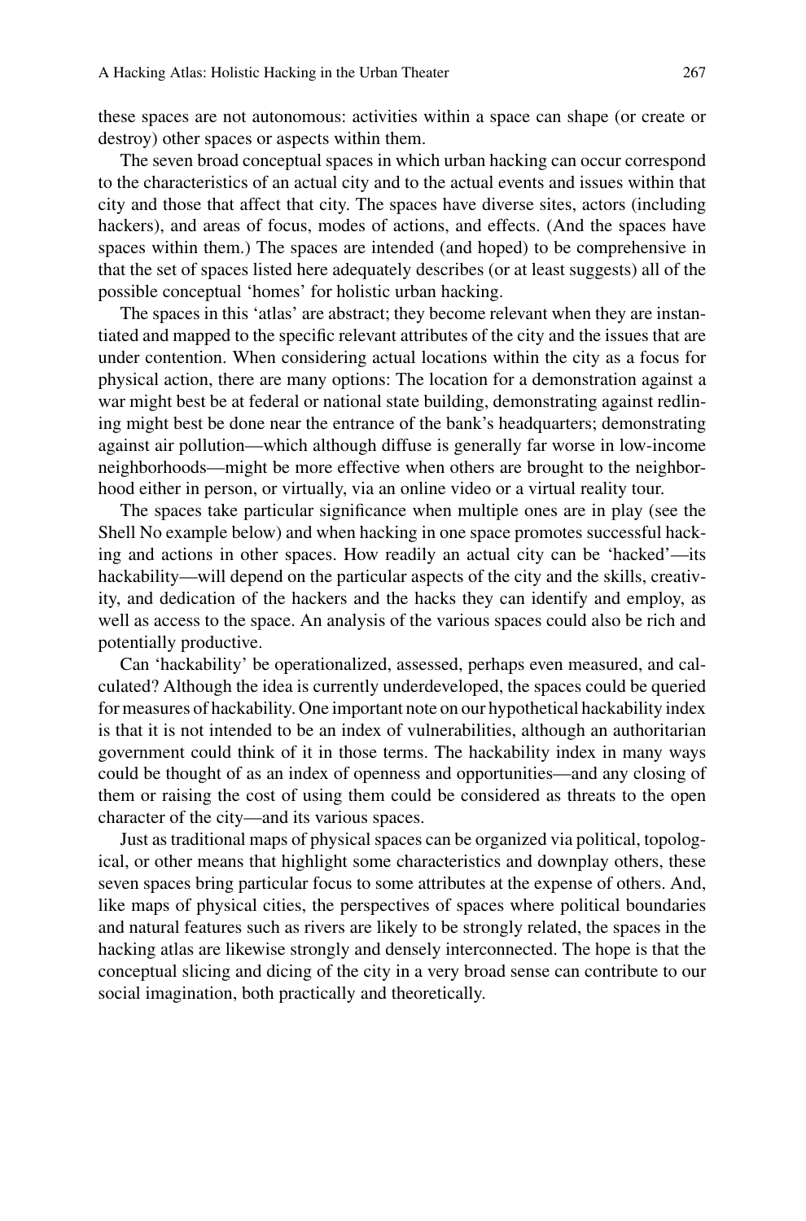these spaces are not autonomous: activities within a space can shape (or create or destroy) other spaces or aspects within them.

The seven broad conceptual spaces in which urban hacking can occur correspond to the characteristics of an actual city and to the actual events and issues within that city and those that affect that city. The spaces have diverse sites, actors (including hackers), and areas of focus, modes of actions, and effects. (And the spaces have spaces within them.) The spaces are intended (and hoped) to be comprehensive in that the set of spaces listed here adequately describes (or at least suggests) all of the possible conceptual 'homes' for holistic urban hacking.

The spaces in this 'atlas' are abstract; they become relevant when they are instantiated and mapped to the specific relevant attributes of the city and the issues that are under contention. When considering actual locations within the city as a focus for physical action, there are many options: The location for a demonstration against a war might best be at federal or national state building, demonstrating against redlining might best be done near the entrance of the bank's headquarters; demonstrating against air pollution—which although diffuse is generally far worse in low-income neighborhoods—might be more effective when others are brought to the neighborhood either in person, or virtually, via an online video or a virtual reality tour.

The spaces take particular significance when multiple ones are in play (see the Shell No example below) and when hacking in one space promotes successful hacking and actions in other spaces. How readily an actual city can be 'hacked'—its hackability—will depend on the particular aspects of the city and the skills, creativity, and dedication of the hackers and the hacks they can identify and employ, as well as access to the space. An analysis of the various spaces could also be rich and potentially productive.

Can 'hackability' be operationalized, assessed, perhaps even measured, and calculated? Although the idea is currently underdeveloped, the spaces could be queried for measures of hackability. One important note on our hypothetical hackability index is that it is not intended to be an index of vulnerabilities, although an authoritarian government could think of it in those terms. The hackability index in many ways could be thought of as an index of openness and opportunities—and any closing of them or raising the cost of using them could be considered as threats to the open character of the city—and its various spaces.

Just as traditional maps of physical spaces can be organized via political, topological, or other means that highlight some characteristics and downplay others, these seven spaces bring particular focus to some attributes at the expense of others. And, like maps of physical cities, the perspectives of spaces where political boundaries and natural features such as rivers are likely to be strongly related, the spaces in the hacking atlas are likewise strongly and densely interconnected. The hope is that the conceptual slicing and dicing of the city in a very broad sense can contribute to our social imagination, both practically and theoretically.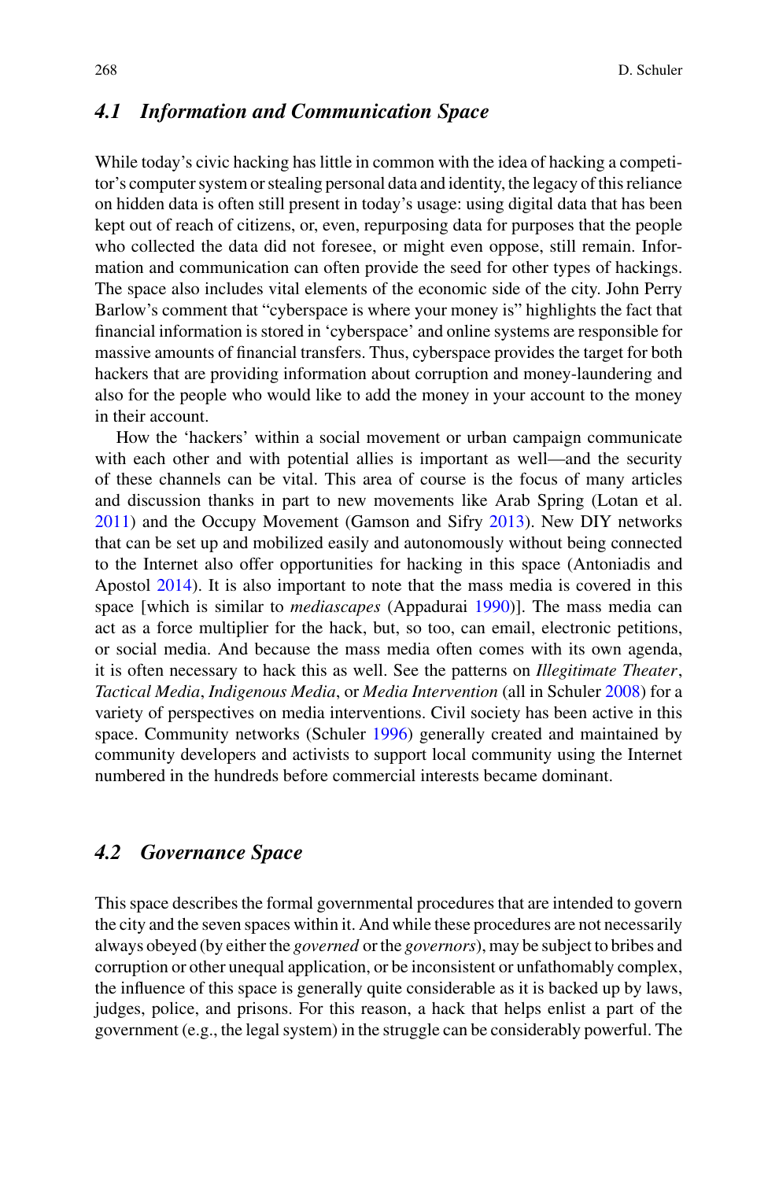### 4.1 Information and Communication Space

While today's civic hacking has little in common with the idea of hacking a competitor's computer system or stealing personal data and identity, the legacy of this reliance on hidden data is often still present in today's usage: using digital data that has been kept out of reach of citizens, or, even, repurposing data for purposes that the people who collected the data did not foresee, or might even oppose, still remain. Information and communication can often provide the seed for other types of hackings. The space also includes vital elements of the economic side of the city. John Perry Barlow's comment that "cyberspace is where your money is" highlights the fact that financial information is stored in 'cyberspace' and online systems are responsible for massive amounts of financial transfers. Thus, cyberspace provides the target for both hackers that are providing information about corruption and money-laundering and also for the people who would like to add the money in your account to the money in their account.

How the 'hackers' within a social movement or urban campaign communicate with each other and with potential allies is important as well—and the security of these channels can be vital. This area of course is the focus of many articles and discussion thanks in part to new movements like Arab Spring (Lotan et al. 2011) and the Occupy Movement (Gamson and Sifry 2013). New DIY networks that can be set up and mobilized easily and autonomously without being connected to the Internet also offer opportunities for hacking in this space (Antoniadis and Apostol 2014). It is also important to note that the mass media is covered in this space [which is similar to *mediascapes* (Appadurai 1990)]. The mass media can act as a force multiplier for the hack, but, so too, can email, electronic petitions, or social media. And because the mass media often comes with its own agenda, it is often necessary to hack this as well. See the patterns on *Illegitimate Theater*, *Tactical Media*, *Indigenous Media*, or *Media Intervention* (all in Schuler 2008) for a variety of perspectives on media interventions. Civil society has been active in this space. Community networks (Schuler 1996) generally created and maintained by community developers and activists to support local community using the Internet numbered in the hundreds before commercial interests became dominant.

### 4.2 Governance Space

This space describes the formal governmental procedures that are intended to govern the city and the seven spaces within it. And while these procedures are not necessarily always obeyed (by either the *governed* or the *governors*), may be subject to bribes and corruption or other unequal application, or be inconsistent or unfathomably complex, the influence of this space is generally quite considerable as it is backed up by laws, judges, police, and prisons. For this reason, a hack that helps enlist a part of the government (e.g., the legal system) in the struggle can be considerably powerful. The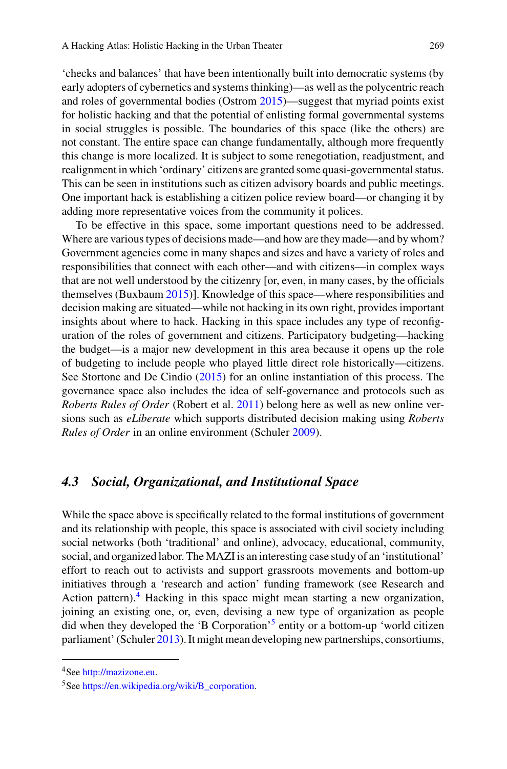'checks and balances' that have been intentionally built into democratic systems (by early adopters of cybernetics and systems thinking)—as well as the polycentric reach and roles of governmental bodies (Ostrom 2015)—suggest that myriad points exist for holistic hacking and that the potential of enlisting formal governmental systems in social struggles is possible. The boundaries of this space (like the others) are not constant. The entire space can change fundamentally, although more frequently this change is more localized. It is subject to some renegotiation, readjustment, and realignment in which 'ordinary' citizens are granted some quasi-governmental status. This can be seen in institutions such as citizen advisory boards and public meetings. One important hack is establishing a citizen police review board—or changing it by adding more representative voices from the community it polices.

To be effective in this space, some important questions need to be addressed. Where are various types of decisions made—and how are they made—and by whom? Government agencies come in many shapes and sizes and have a variety of roles and responsibilities that connect with each other—and with citizens—in complex ways that are not well understood by the citizenry [or, even, in many cases, by the officials themselves (Buxbaum 2015)]. Knowledge of this space—where responsibilities and decision making are situated—while not hacking in its own right, provides important insights about where to hack. Hacking in this space includes any type of reconfiguration of the roles of government and citizens. Participatory budgeting—hacking the budget—is a major new development in this area because it opens up the role of budgeting to include people who played little direct role historically—citizens. See Stortone and De Cindio (2015) for an online instantiation of this process. The governance space also includes the idea of self-governance and protocols such as *Roberts Rules of Order* (Robert et al. 2011) belong here as well as new online versions such as *eLiberate* which supports distributed decision making using *Roberts Rules of Order* in an online environment (Schuler 2009).

### 4.3 Social, Organizational, and Institutional Space

While the space above is specifically related to the formal institutions of government and its relationship with people, this space is associated with civil society including social networks (both 'traditional' and online), advocacy, educational, community, social, and organized labor. The MAZI is an interesting case study of an 'institutional' effort to reach out to activists and support grassroots movements and bottom-up initiatives through a 'research and action' funding framework (see Research and Action pattern).[4] Hacking in this space might mean starting a new organization, joining an existing one, or, even, devising a new type of organization as people did when they developed the 'B Corporation'[5] entity or a bottom-up 'world citizen parliament' (Schuler 2013). It might mean developing new partnerships, consortiums,

[4] See http://mazizone.eu.

[5] See https://en.wikipedia.org/wiki/B_corporation.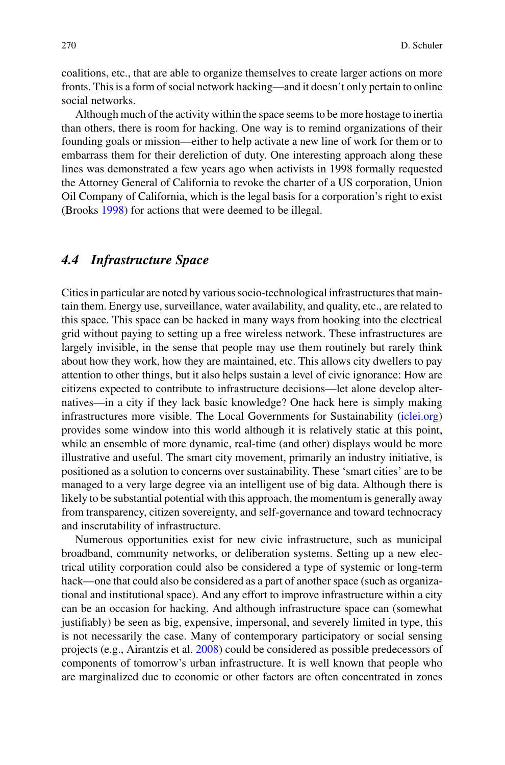coalitions, etc., that are able to organize themselves to create larger actions on more fronts. This is a form of social network hacking—and it doesn't only pertain to online social networks.

Although much of the activity within the space seems to be more hostage to inertia than others, there is room for hacking. One way is to remind organizations of their founding goals or mission—either to help activate a new line of work for them or to embarrass them for their dereliction of duty. One interesting approach along these lines was demonstrated a few years ago when activists in 1998 formally requested the Attorney General of California to revoke the charter of a US corporation, Union Oil Company of California, which is the legal basis for a corporation's right to exist (Brooks 1998) for actions that were deemed to be illegal.

## 4.4 Infrastructure Space

Cities in particular are noted by various socio-technological infrastructures that maintain them. Energy use, surveillance, water availability, and quality, etc., are related to this space. This space can be hacked in many ways from hooking into the electrical grid without paying to setting up a free wireless network. These infrastructures are largely invisible, in the sense that people may use them routinely but rarely think about how they work, how they are maintained, etc. This allows city dwellers to pay attention to other things, but it also helps sustain a level of civic ignorance: How are citizens expected to contribute to infrastructure decisions—let alone develop alternatives—in a city if they lack basic knowledge? One hack here is simply making infrastructures more visible. The Local Governments for Sustainability (iclei.org) provides some window into this world although it is relatively static at this point, while an ensemble of more dynamic, real-time (and other) displays would be more illustrative and useful. The smart city movement, primarily an industry initiative, is positioned as a solution to concerns over sustainability. These 'smart cities' are to be managed to a very large degree via an intelligent use of big data. Although there is likely to be substantial potential with this approach, the momentum is generally away from transparency, citizen sovereignty, and self-governance and toward technocracy and inscrutability of infrastructure.

Numerous opportunities exist for new civic infrastructure, such as municipal broadband, community networks, or deliberation systems. Setting up a new electrical utility corporation could also be considered a type of systemic or long-term hack—one that could also be considered as a part of another space (such as organizational and institutional space). And any effort to improve infrastructure within a city can be an occasion for hacking. And although infrastructure space can (somewhat justifiably) be seen as big, expensive, impersonal, and severely limited in type, this is not necessarily the case. Many of contemporary participatory or social sensing projects (e.g., Airantzis et al. 2008) could be considered as possible predecessors of components of tomorrow's urban infrastructure. It is well known that people who are marginalized due to economic or other factors are often concentrated in zones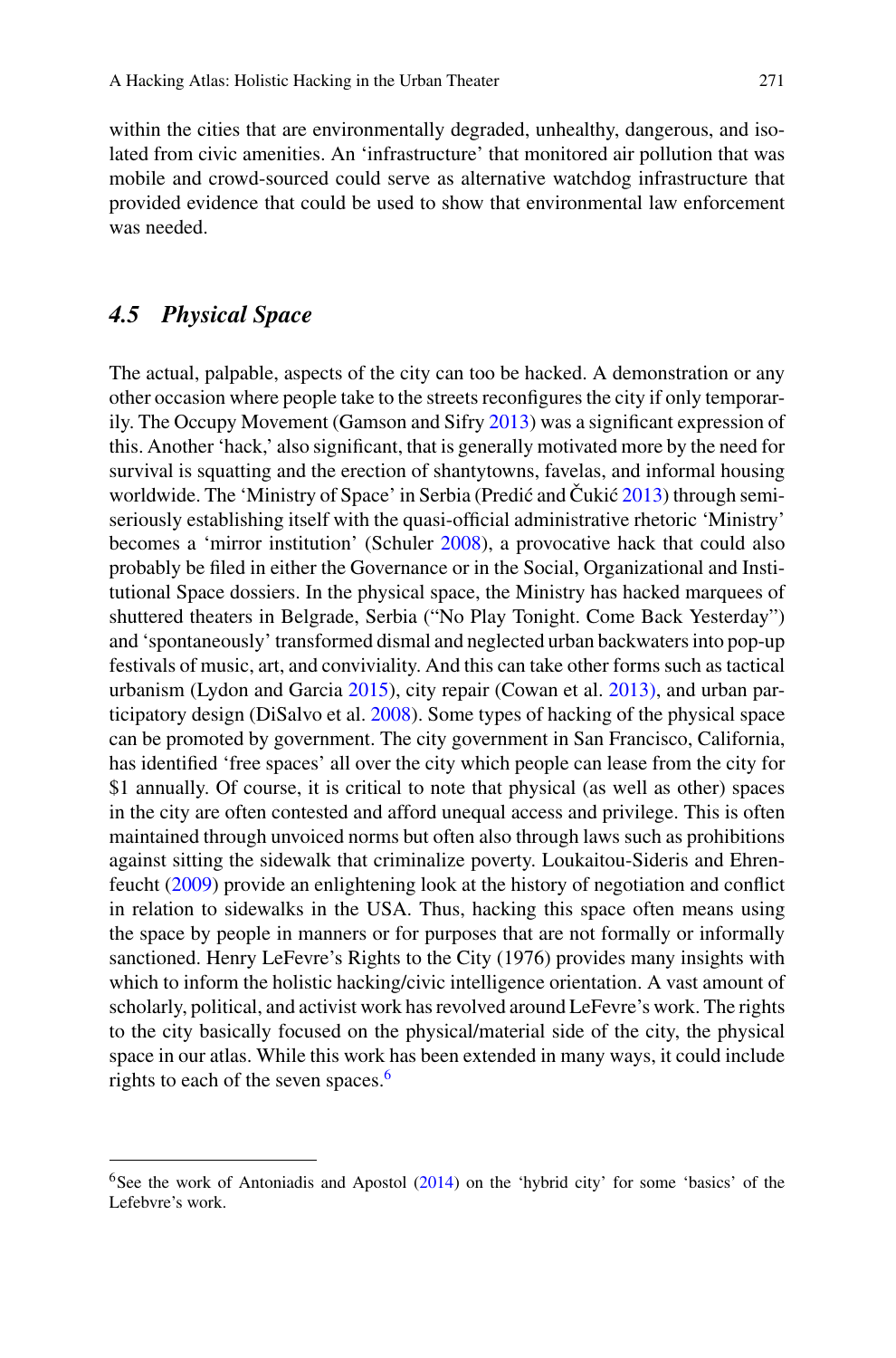within the cities that are environmentally degraded, unhealthy, dangerous, and isolated from civic amenities. An 'infrastructure' that monitored air pollution that was mobile and crowd-sourced could serve as alternative watchdog infrastructure that provided evidence that could be used to show that environmental law enforcement was needed.

### *4.5 Physical Space*

The actual, palpable, aspects of the city can too be hacked. A demonstration or any other occasion where people take to the streets reconfigures the city if only temporarily. The Occupy Movement (Gamson and Sifry 2013) was a significant expression of this. Another 'hack,' also significant, that is generally motivated more by the need for survival is squatting and the erection of shantytowns, favelas, and informal housing worldwide. The 'Ministry of Space' in Serbia (Predić and Čukić 2013) through semi-seriously establishing itself with the quasi-official administrative rhetoric 'Ministry' becomes a 'mirror institution' (Schuler 2008), a provocative hack that could also probably be filed in either the Governance or in the Social, Organizational and Institutional Space dossiers. In the physical space, the Ministry has hacked marquees of shuttered theaters in Belgrade, Serbia ("No Play Tonight. Come Back Yesterday") and 'spontaneously' transformed dismal and neglected urban backwaters into pop-up festivals of music, art, and conviviality. And this can take other forms such as tactical urbanism (Lydon and Garcia 2015), city repair (Cowan et al. 2013), and urban participatory design (DiSalvo et al. 2008). Some types of hacking of the physical space can be promoted by government. The city government in San Francisco, California, has identified 'free spaces' all over the city which people can lease from the city for \$1 annually. Of course, it is critical to note that physical (as well as other) spaces in the city are often contested and afford unequal access and privilege. This is often maintained through unvoiced norms but often also through laws such as prohibitions against sitting the sidewalk that criminalize poverty. Loukaitou-Sideris and Ehrenfeucht (2009) provide an enlightening look at the history of negotiation and conflict in relation to sidewalks in the USA. Thus, hacking this space often means using the space by people in manners or for purposes that are not formally or informally sanctioned. Henry LeFevre's Rights to the City (1976) provides many insights with which to inform the holistic hacking/civic intelligence orientation. A vast amount of scholarly, political, and activist work has revolved around LeFevre's work. The rights to the city basically focused on the physical/material side of the city, the physical space in our atlas. While this work has been extended in many ways, it could include rights to each of the seven spaces.[6]

---

[6]See the work of Antoniadis and Apostol (2014) on the 'hybrid city' for some 'basics' of the Lefebvre's work.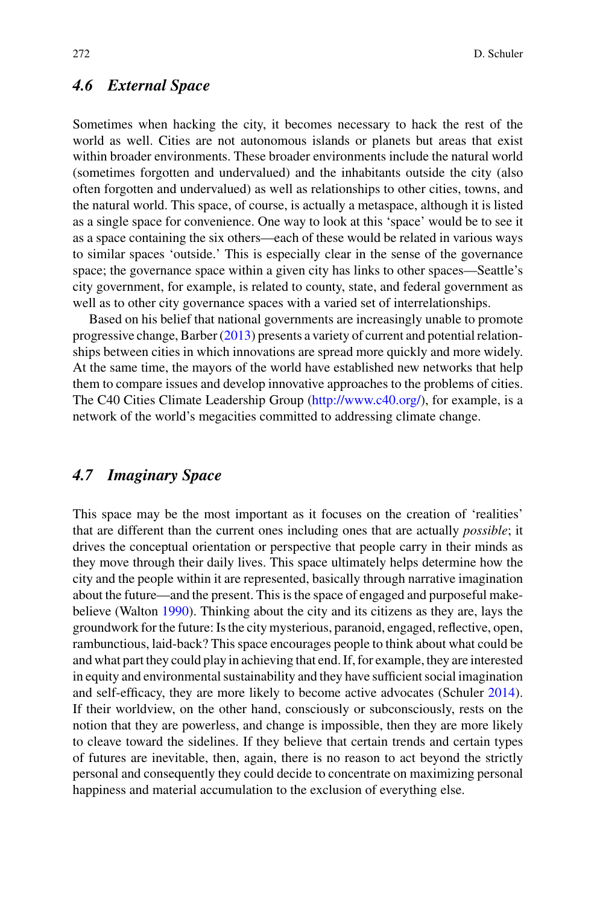### 4.6 External Space

Sometimes when hacking the city, it becomes necessary to hack the rest of the world as well. Cities are not autonomous islands or planets but areas that exist within broader environments. These broader environments include the natural world (sometimes forgotten and undervalued) and the inhabitants outside the city (also often forgotten and undervalued) as well as relationships to other cities, towns, and the natural world. This space, of course, is actually a metaspace, although it is listed as a single space for convenience. One way to look at this 'space' would be to see it as a space containing the six others—each of these would be related in various ways to similar spaces 'outside.' This is especially clear in the sense of the governance space; the governance space within a given city has links to other spaces—Seattle's city government, for example, is related to county, state, and federal government as well as to other city governance spaces with a varied set of interrelationships.

Based on his belief that national governments are increasingly unable to promote progressive change, Barber (2013) presents a variety of current and potential relationships between cities in which innovations are spread more quickly and more widely. At the same time, the mayors of the world have established new networks that help them to compare issues and develop innovative approaches to the problems of cities. The C40 Cities Climate Leadership Group (http://www.c40.org/), for example, is a network of the world's megacities committed to addressing climate change.

### 4.7 Imaginary Space

This space may be the most important as it focuses on the creation of 'realities' that are different than the current ones including ones that are actually *possible*; it drives the conceptual orientation or perspective that people carry in their minds as they move through their daily lives. This space ultimately helps determine how the city and the people within it are represented, basically through narrative imagination about the future—and the present. This is the space of engaged and purposeful make-believe (Walton 1990). Thinking about the city and its citizens as they are, lays the groundwork for the future: Is the city mysterious, paranoid, engaged, reflective, open, rambunctious, laid-back? This space encourages people to think about what could be and what part they could play in achieving that end. If, for example, they are interested in equity and environmental sustainability and they have sufficient social imagination and self-efficacy, they are more likely to become active advocates (Schuler 2014). If their worldview, on the other hand, consciously or subconsciously, rests on the notion that they are powerless, and change is impossible, then they are more likely to cleave toward the sidelines. If they believe that certain trends and certain types of futures are inevitable, then, again, there is no reason to act beyond the strictly personal and consequently they could decide to concentrate on maximizing personal happiness and material accumulation to the exclusion of everything else.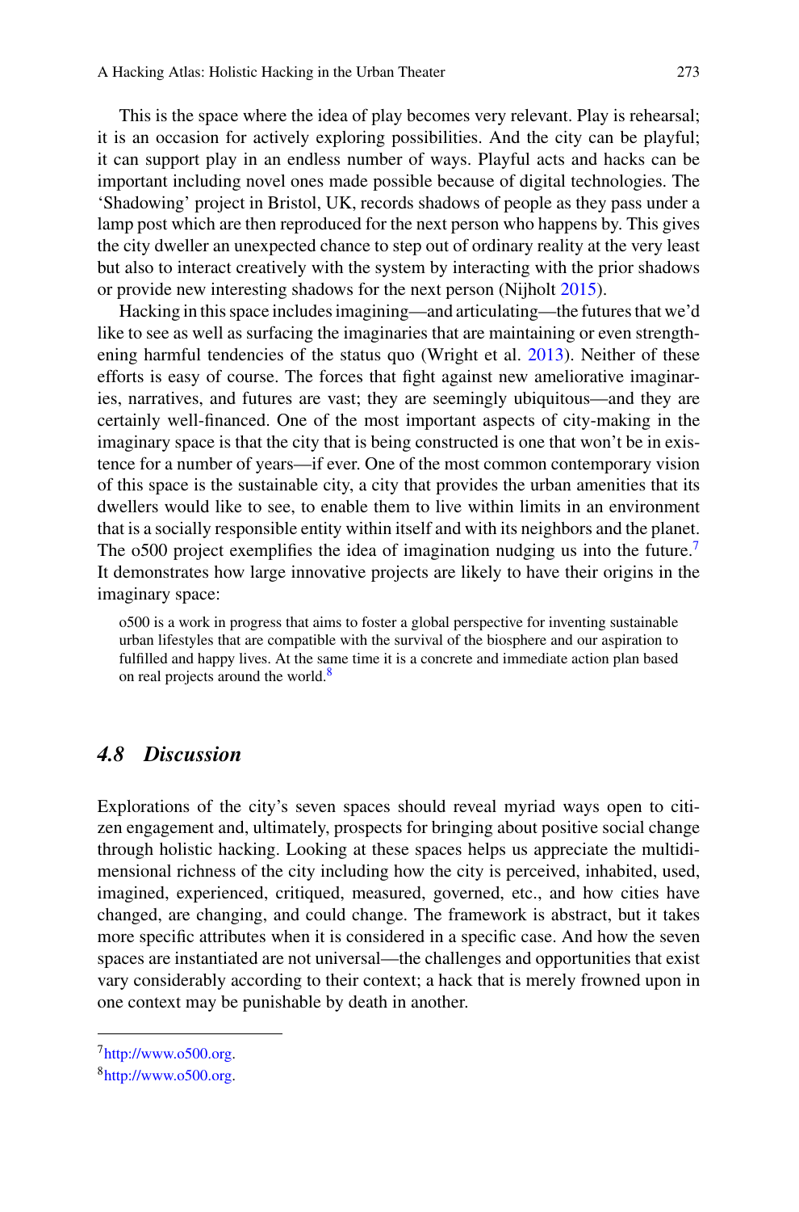This is the space where the idea of play becomes very relevant. Play is rehearsal; it is an occasion for actively exploring possibilities. And the city can be playful; it can support play in an endless number of ways. Playful acts and hacks can be important including novel ones made possible because of digital technologies. The 'Shadowing' project in Bristol, UK, records shadows of people as they pass under a lamp post which are then reproduced for the next person who happens by. This gives the city dweller an unexpected chance to step out of ordinary reality at the very least but also to interact creatively with the system by interacting with the prior shadows or provide new interesting shadows for the next person (Nijholt 2015).

Hacking in this space includes imagining—and articulating—the futures that we'd like to see as well as surfacing the imaginaries that are maintaining or even strengthening harmful tendencies of the status quo (Wright et al. 2013). Neither of these efforts is easy of course. The forces that fight against new ameliorative imaginaries, narratives, and futures are vast; they are seemingly ubiquitous—and they are certainly well-financed. One of the most important aspects of city-making in the imaginary space is that the city that is being constructed is one that won't be in existence for a number of years—if ever. One of the most common contemporary vision of this space is the sustainable city, a city that provides the urban amenities that its dwellers would like to see, to enable them to live within limits in an environment that is a socially responsible entity within itself and with its neighbors and the planet. The o500 project exemplifies the idea of imagination nudging us into the future.[7] It demonstrates how large innovative projects are likely to have their origins in the imaginary space:

> o500 is a work in progress that aims to foster a global perspective for inventing sustainable urban lifestyles that are compatible with the survival of the biosphere and our aspiration to fulfilled and happy lives. At the same time it is a concrete and immediate action plan based on real projects around the world.[8]

### 4.8 Discussion

Explorations of the city's seven spaces should reveal myriad ways open to citizen engagement and, ultimately, prospects for bringing about positive social change through holistic hacking. Looking at these spaces helps us appreciate the multidimensional richness of the city including how the city is perceived, inhabited, used, imagined, experienced, critiqued, measured, governed, etc., and how cities have changed, are changing, and could change. The framework is abstract, but it takes more specific attributes when it is considered in a specific case. And how the seven spaces are instantiated are not universal—the challenges and opportunities that exist vary considerably according to their context; a hack that is merely frowned upon in one context may be punishable by death in another.

---

[7] http://www.o500.org.

[8] http://www.o500.org.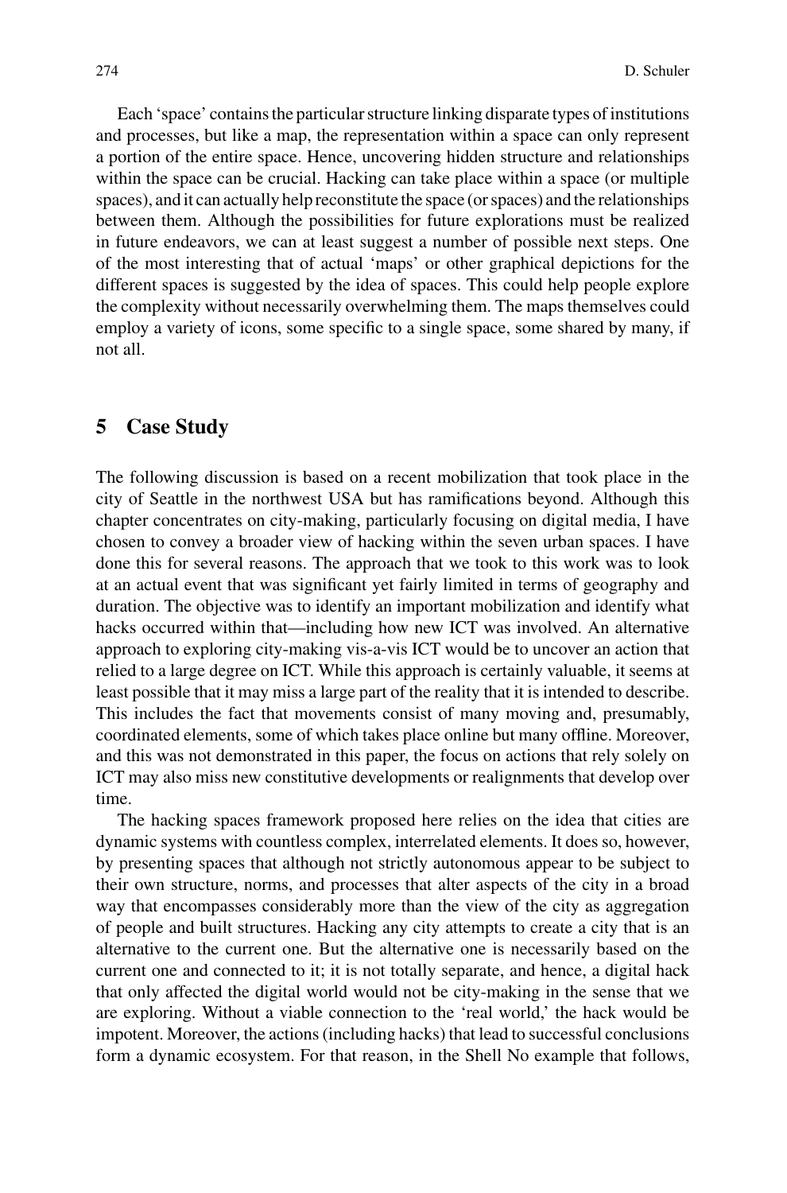Each 'space' contains the particular structure linking disparate types of institutions and processes, but like a map, the representation within a space can only represent a portion of the entire space. Hence, uncovering hidden structure and relationships within the space can be crucial. Hacking can take place within a space (or multiple spaces), and it can actually help reconstitute the space (or spaces) and the relationships between them. Although the possibilities for future explorations must be realized in future endeavors, we can at least suggest a number of possible next steps. One of the most interesting that of actual 'maps' or other graphical depictions for the different spaces is suggested by the idea of spaces. This could help people explore the complexity without necessarily overwhelming them. The maps themselves could employ a variety of icons, some specific to a single space, some shared by many, if not all.

## 5 Case Study

The following discussion is based on a recent mobilization that took place in the city of Seattle in the northwest USA but has ramifications beyond. Although this chapter concentrates on city-making, particularly focusing on digital media, I have chosen to convey a broader view of hacking within the seven urban spaces. I have done this for several reasons. The approach that we took to this work was to look at an actual event that was significant yet fairly limited in terms of geography and duration. The objective was to identify an important mobilization and identify what hacks occurred within that—including how new ICT was involved. An alternative approach to exploring city-making vis-a-vis ICT would be to uncover an action that relied to a large degree on ICT. While this approach is certainly valuable, it seems at least possible that it may miss a large part of the reality that it is intended to describe. This includes the fact that movements consist of many moving and, presumably, coordinated elements, some of which takes place online but many offline. Moreover, and this was not demonstrated in this paper, the focus on actions that rely solely on ICT may also miss new constitutive developments or realignments that develop over time.

The hacking spaces framework proposed here relies on the idea that cities are dynamic systems with countless complex, interrelated elements. It does so, however, by presenting spaces that although not strictly autonomous appear to be subject to their own structure, norms, and processes that alter aspects of the city in a broad way that encompasses considerably more than the view of the city as aggregation of people and built structures. Hacking any city attempts to create a city that is an alternative to the current one. But the alternative one is necessarily based on the current one and connected to it; it is not totally separate, and hence, a digital hack that only affected the digital world would not be city-making in the sense that we are exploring. Without a viable connection to the 'real world,' the hack would be impotent. Moreover, the actions (including hacks) that lead to successful conclusions form a dynamic ecosystem. For that reason, in the Shell No example that follows,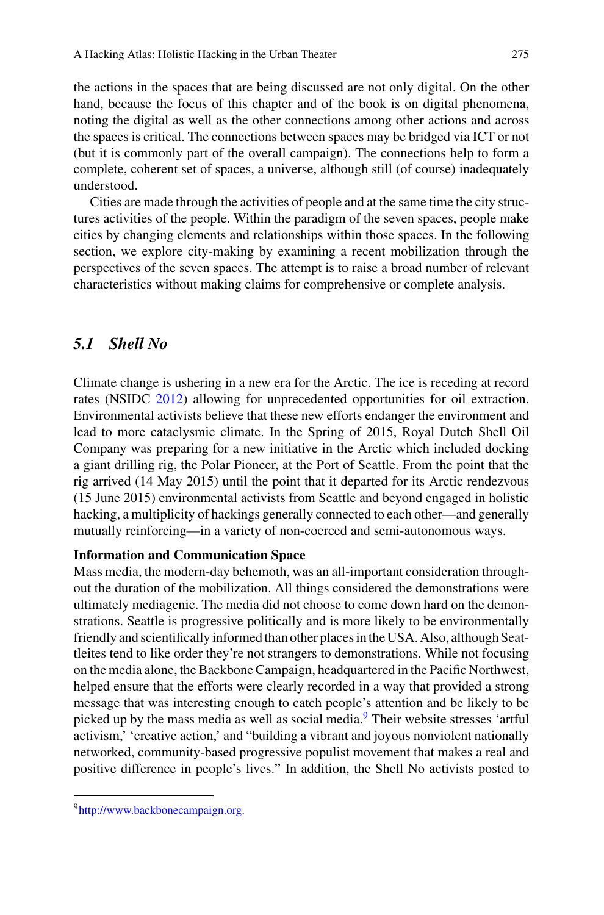the actions in the spaces that are being discussed are not only digital. On the other hand, because the focus of this chapter and of the book is on digital phenomena, noting the digital as well as the other connections among other actions and across the spaces is critical. The connections between spaces may be bridged via ICT or not (but it is commonly part of the overall campaign). The connections help to form a complete, coherent set of spaces, a universe, although still (of course) inadequately understood.

Cities are made through the activities of people and at the same time the city structures activities of the people. Within the paradigm of the seven spaces, people make cities by changing elements and relationships within those spaces. In the following section, we explore city-making by examining a recent mobilization through the perspectives of the seven spaces. The attempt is to raise a broad number of relevant characteristics without making claims for comprehensive or complete analysis.

### *5.1 Shell No*

Climate change is ushering in a new era for the Arctic. The ice is receding at record rates (NSIDC 2012) allowing for unprecedented opportunities for oil extraction. Environmental activists believe that these new efforts endanger the environment and lead to more cataclysmic climate. In the Spring of 2015, Royal Dutch Shell Oil Company was preparing for a new initiative in the Arctic which included docking a giant drilling rig, the Polar Pioneer, at the Port of Seattle. From the point that the rig arrived (14 May 2015) until the point that it departed for its Arctic rendezvous (15 June 2015) environmental activists from Seattle and beyond engaged in holistic hacking, a multiplicity of hackings generally connected to each other—and generally mutually reinforcing—in a variety of non-coerced and semi-autonomous ways.

**Information and Communication Space**

Mass media, the modern-day behemoth, was an all-important consideration throughout the duration of the mobilization. All things considered the demonstrations were ultimately mediagenic. The media did not choose to come down hard on the demonstrations. Seattle is progressive politically and is more likely to be environmentally friendly and scientifically informed than other places in the USA. Also, although Seattleites tend to like order they're not strangers to demonstrations. While not focusing on the media alone, the Backbone Campaign, headquartered in the Pacific Northwest, helped ensure that the efforts were clearly recorded in a way that provided a strong message that was interesting enough to catch people's attention and be likely to be picked up by the mass media as well as social media.[9] Their website stresses 'artful activism,' 'creative action,' and "building a vibrant and joyous nonviolent nationally networked, community-based progressive populist movement that makes a real and positive difference in people's lives." In addition, the Shell No activists posted to

[9] http://www.backbonecampaign.org.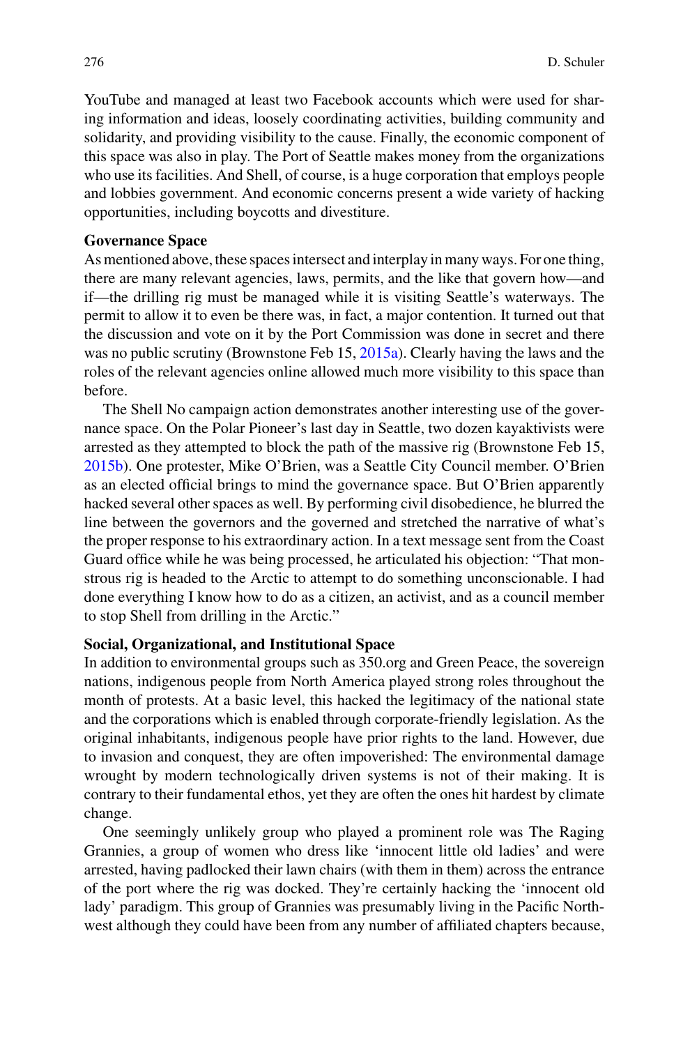YouTube and managed at least two Facebook accounts which were used for sharing information and ideas, loosely coordinating activities, building community and solidarity, and providing visibility to the cause. Finally, the economic component of this space was also in play. The Port of Seattle makes money from the organizations who use its facilities. And Shell, of course, is a huge corporation that employs people and lobbies government. And economic concerns present a wide variety of hacking opportunities, including boycotts and divestiture.

**Governance Space**

As mentioned above, these spaces intersect and interplay in many ways. For one thing, there are many relevant agencies, laws, permits, and the like that govern how—and if—the drilling rig must be managed while it is visiting Seattle's waterways. The permit to allow it to even be there was, in fact, a major contention. It turned out that the discussion and vote on it by the Port Commission was done in secret and there was no public scrutiny (Brownstone Feb 15, 2015a). Clearly having the laws and the roles of the relevant agencies online allowed much more visibility to this space than before.

The Shell No campaign action demonstrates another interesting use of the governance space. On the Polar Pioneer's last day in Seattle, two dozen kayaktivists were arrested as they attempted to block the path of the massive rig (Brownstone Feb 15, 2015b). One protester, Mike O'Brien, was a Seattle City Council member. O'Brien as an elected official brings to mind the governance space. But O'Brien apparently hacked several other spaces as well. By performing civil disobedience, he blurred the line between the governors and the governed and stretched the narrative of what's the proper response to his extraordinary action. In a text message sent from the Coast Guard office while he was being processed, he articulated his objection: "That monstrous rig is headed to the Arctic to attempt to do something unconscionable. I had done everything I know how to do as a citizen, an activist, and as a council member to stop Shell from drilling in the Arctic."

**Social, Organizational, and Institutional Space**

In addition to environmental groups such as 350.org and Green Peace, the sovereign nations, indigenous people from North America played strong roles throughout the month of protests. At a basic level, this hacked the legitimacy of the national state and the corporations which is enabled through corporate-friendly legislation. As the original inhabitants, indigenous people have prior rights to the land. However, due to invasion and conquest, they are often impoverished: The environmental damage wrought by modern technologically driven systems is not of their making. It is contrary to their fundamental ethos, yet they are often the ones hit hardest by climate change.

One seemingly unlikely group who played a prominent role was The Raging Grannies, a group of women who dress like 'innocent little old ladies' and were arrested, having padlocked their lawn chairs (with them in them) across the entrance of the port where the rig was docked. They're certainly hacking the 'innocent old lady' paradigm. This group of Grannies was presumably living in the Pacific Northwest although they could have been from any number of affiliated chapters because,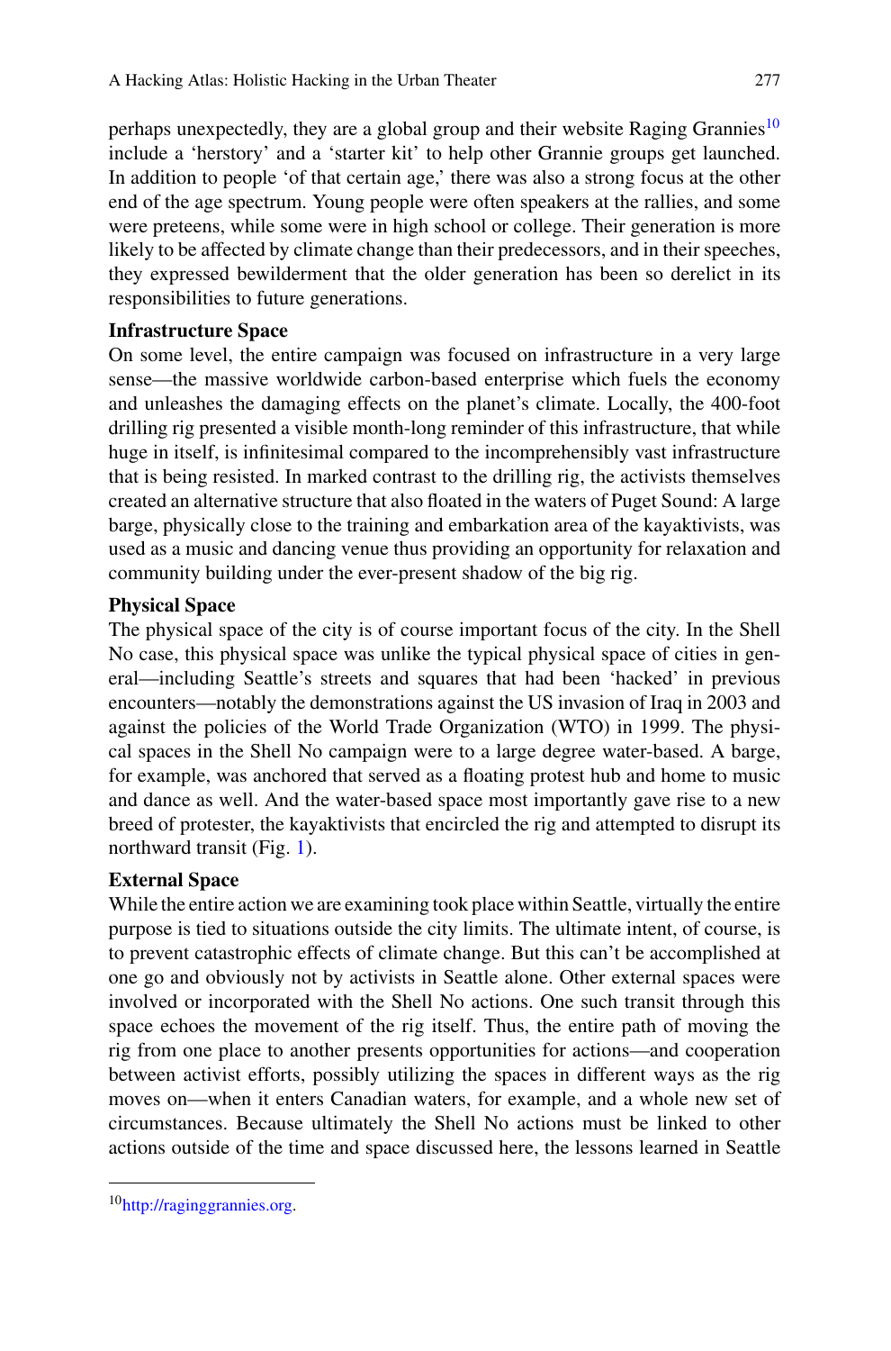perhaps unexpectedly, they are a global group and their website Raging Grannies[10] include a 'herstory' and a 'starter kit' to help other Grannie groups get launched. In addition to people 'of that certain age,' there was also a strong focus at the other end of the age spectrum. Young people were often speakers at the rallies, and some were preteens, while some were in high school or college. Their generation is more likely to be affected by climate change than their predecessors, and in their speeches, they expressed bewilderment that the older generation has been so derelict in its responsibilities to future generations.

**Infrastructure Space**

On some level, the entire campaign was focused on infrastructure in a very large sense—the massive worldwide carbon-based enterprise which fuels the economy and unleashes the damaging effects on the planet's climate. Locally, the 400-foot drilling rig presented a visible month-long reminder of this infrastructure, that while huge in itself, is infinitesimal compared to the incomprehensibly vast infrastructure that is being resisted. In marked contrast to the drilling rig, the activists themselves created an alternative structure that also floated in the waters of Puget Sound: A large barge, physically close to the training and embarkation area of the kayaktivists, was used as a music and dancing venue thus providing an opportunity for relaxation and community building under the ever-present shadow of the big rig.

**Physical Space**

The physical space of the city is of course important focus of the city. In the Shell No case, this physical space was unlike the typical physical space of cities in general—including Seattle's streets and squares that had been 'hacked' in previous encounters—notably the demonstrations against the US invasion of Iraq in 2003 and against the policies of the World Trade Organization (WTO) in 1999. The physical spaces in the Shell No campaign were to a large degree water-based. A barge, for example, was anchored that served as a floating protest hub and home to music and dance as well. And the water-based space most importantly gave rise to a new breed of protester, the kayaktivists that encircled the rig and attempted to disrupt its northward transit (Fig. 1).

**External Space**

While the entire action we are examining took place within Seattle, virtually the entire purpose is tied to situations outside the city limits. The ultimate intent, of course, is to prevent catastrophic effects of climate change. But this can't be accomplished at one go and obviously not by activists in Seattle alone. Other external spaces were involved or incorporated with the Shell No actions. One such transit through this space echoes the movement of the rig itself. Thus, the entire path of moving the rig from one place to another presents opportunities for actions—and cooperation between activist efforts, possibly utilizing the spaces in different ways as the rig moves on—when it enters Canadian waters, for example, and a whole new set of circumstances. Because ultimately the Shell No actions must be linked to other actions outside of the time and space discussed here, the lessons learned in Seattle

[10] http://raginggrannies.org.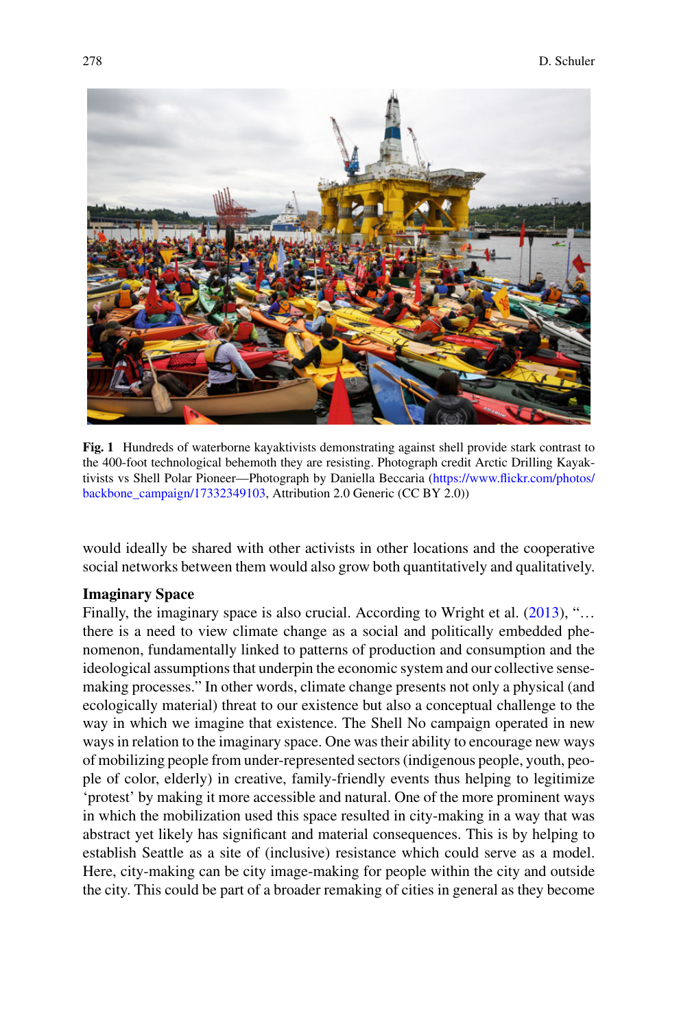Fig. 1 Hundreds of waterborne kayaktivists demonstrating against shell provide stark contrast to the 400-foot technological behemoth they are resisting. Photograph credit Arctic Drilling Kayaktivists vs Shell Polar Pioneer—Photograph by Daniella Beccaria (https://www.flickr.com/photos/backbone_campaign/17332349103, Attribution 2.0 Generic (CC BY 2.0))

would ideally be shared with other activists in other locations and the cooperative social networks between them would also grow both quantitatively and qualitatively.

**Imaginary Space**

Finally, the imaginary space is also crucial. According to Wright et al. (2013), "… there is a need to view climate change as a social and politically embedded phenomenon, fundamentally linked to patterns of production and consumption and the ideological assumptions that underpin the economic system and our collective sense-making processes." In other words, climate change presents not only a physical (and ecologically material) threat to our existence but also a conceptual challenge to the way in which we imagine that existence. The Shell No campaign operated in new ways in relation to the imaginary space. One was their ability to encourage new ways of mobilizing people from under-represented sectors (indigenous people, youth, people of color, elderly) in creative, family-friendly events thus helping to legitimize 'protest' by making it more accessible and natural. One of the more prominent ways in which the mobilization used this space resulted in city-making in a way that was abstract yet likely has significant and material consequences. This is by helping to establish Seattle as a site of (inclusive) resistance which could serve as a model. Here, city-making can be city image-making for people within the city and outside the city. This could be part of a broader remaking of cities in general as they become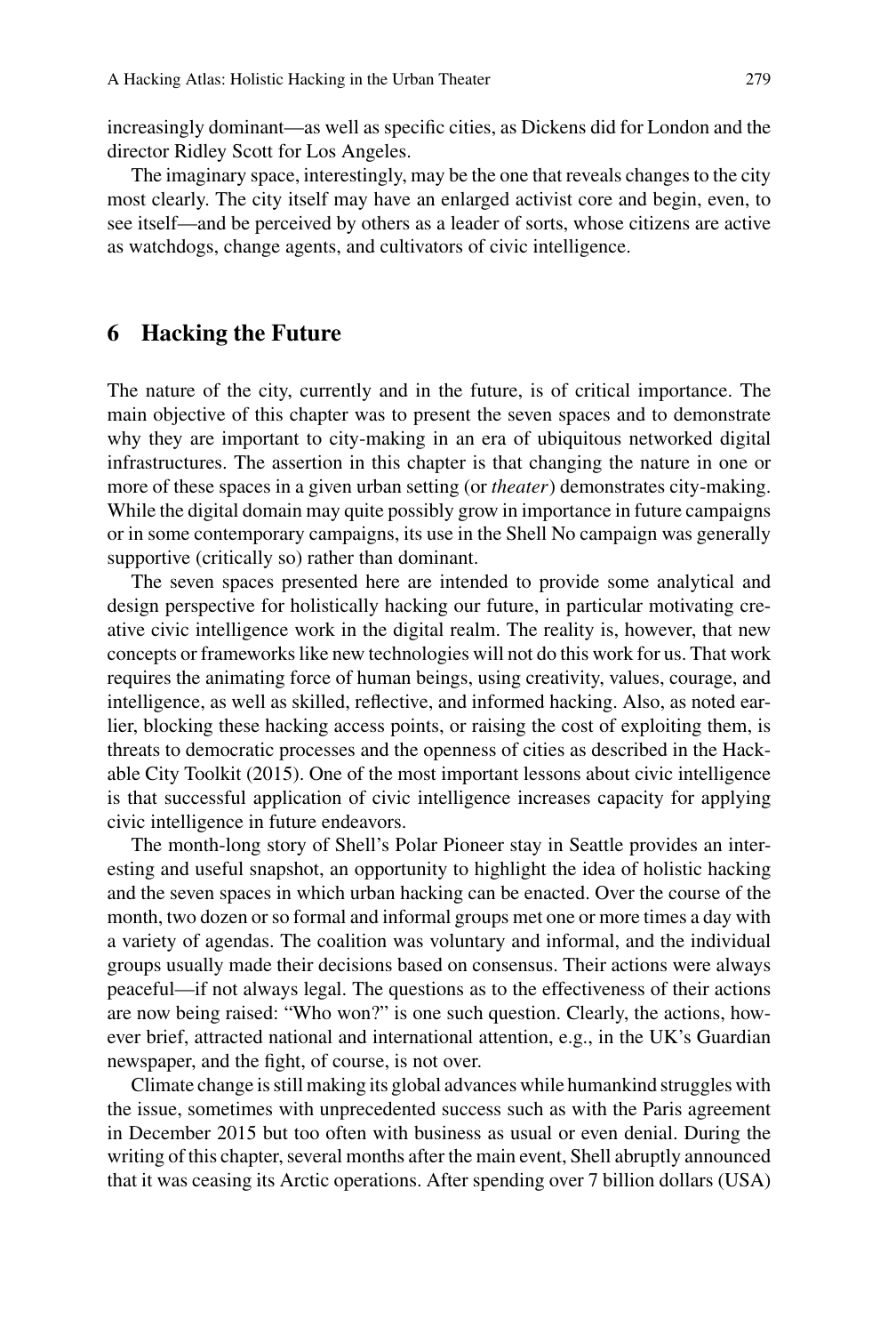increasingly dominant—as well as specific cities, as Dickens did for London and the director Ridley Scott for Los Angeles.

The imaginary space, interestingly, may be the one that reveals changes to the city most clearly. The city itself may have an enlarged activist core and begin, even, to see itself—and be perceived by others as a leader of sorts, whose citizens are active as watchdogs, change agents, and cultivators of civic intelligence.

## 6 Hacking the Future

The nature of the city, currently and in the future, is of critical importance. The main objective of this chapter was to present the seven spaces and to demonstrate why they are important to city-making in an era of ubiquitous networked digital infrastructures. The assertion in this chapter is that changing the nature in one or more of these spaces in a given urban setting (or *theater*) demonstrates city-making. While the digital domain may quite possibly grow in importance in future campaigns or in some contemporary campaigns, its use in the Shell No campaign was generally supportive (critically so) rather than dominant.

The seven spaces presented here are intended to provide some analytical and design perspective for holistically hacking our future, in particular motivating creative civic intelligence work in the digital realm. The reality is, however, that new concepts or frameworks like new technologies will not do this work for us. That work requires the animating force of human beings, using creativity, values, courage, and intelligence, as well as skilled, reflective, and informed hacking. Also, as noted earlier, blocking these hacking access points, or raising the cost of exploiting them, is threats to democratic processes and the openness of cities as described in the Hackable City Toolkit (2015). One of the most important lessons about civic intelligence is that successful application of civic intelligence increases capacity for applying civic intelligence in future endeavors.

The month-long story of Shell's Polar Pioneer stay in Seattle provides an interesting and useful snapshot, an opportunity to highlight the idea of holistic hacking and the seven spaces in which urban hacking can be enacted. Over the course of the month, two dozen or so formal and informal groups met one or more times a day with a variety of agendas. The coalition was voluntary and informal, and the individual groups usually made their decisions based on consensus. Their actions were always peaceful—if not always legal. The questions as to the effectiveness of their actions are now being raised: "Who won?" is one such question. Clearly, the actions, however brief, attracted national and international attention, e.g., in the UK's Guardian newspaper, and the fight, of course, is not over.

Climate change is still making its global advances while humankind struggles with the issue, sometimes with unprecedented success such as with the Paris agreement in December 2015 but too often with business as usual or even denial. During the writing of this chapter, several months after the main event, Shell abruptly announced that it was ceasing its Arctic operations. After spending over 7 billion dollars (USA)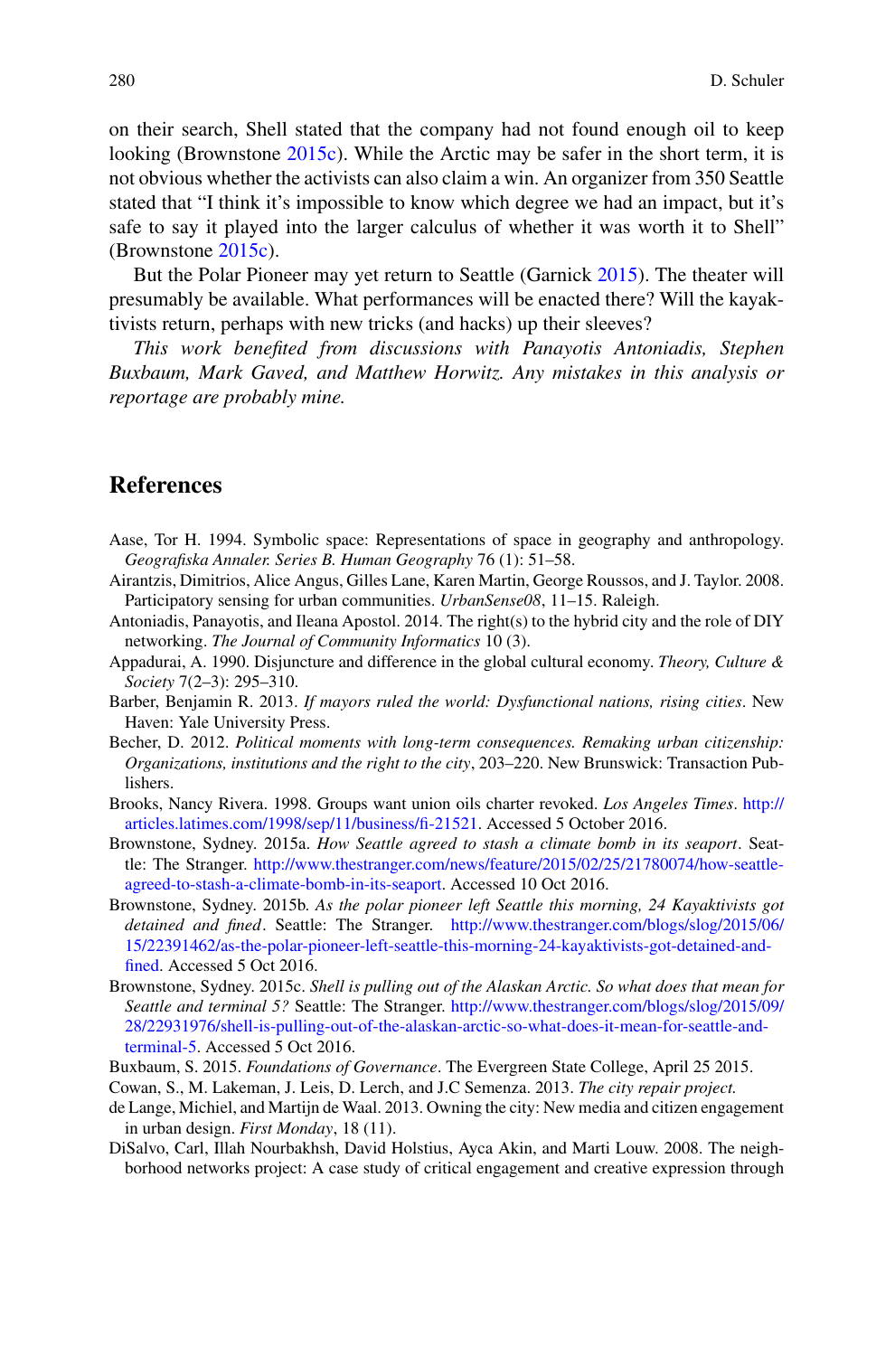on their search, Shell stated that the company had not found enough oil to keep looking (Brownstone 2015c). While the Arctic may be safer in the short term, it is not obvious whether the activists can also claim a win. An organizer from 350 Seattle stated that "I think it's impossible to know which degree we had an impact, but it's safe to say it played into the larger calculus of whether it was worth it to Shell" (Brownstone 2015c).

But the Polar Pioneer may yet return to Seattle (Garnick 2015). The theater will presumably be available. What performances will be enacted there? Will the kayaktivists return, perhaps with new tricks (and hacks) up their sleeves?

*This work benefited from discussions with Panayotis Antoniadis, Stephen Buxbaum, Mark Gaved, and Matthew Horwitz. Any mistakes in this analysis or reportage are probably mine.*

## References

Aase, Tor H. 1994. Symbolic space: Representations of space in geography and anthropology. *Geografiska Annaler. Series B. Human Geography* 76 (1): 51–58.

Airantzis, Dimitrios, Alice Angus, Gilles Lane, Karen Martin, George Roussos, and J. Taylor. 2008. Participatory sensing for urban communities. *UrbanSense08*, 11–15. Raleigh.

Antoniadis, Panayotis, and Ileana Apostol. 2014. The right(s) to the hybrid city and the role of DIY networking. *The Journal of Community Informatics* 10 (3).

Appadurai, A. 1990. Disjuncture and difference in the global cultural economy. *Theory, Culture & Society* 7(2–3): 295–310.

Barber, Benjamin R. 2013. *If mayors ruled the world: Dysfunctional nations, rising cities*. New Haven: Yale University Press.

Becher, D. 2012. *Political moments with long-term consequences. Remaking urban citizenship: Organizations, institutions and the right to the city*, 203–220. New Brunswick: Transaction Publishers.

Brooks, Nancy Rivera. 1998. Groups want union oils charter revoked. *Los Angeles Times*. http://articles.latimes.com/1998/sep/11/business/fi-21521. Accessed 5 October 2016.

Brownstone, Sydney. 2015a. *How Seattle agreed to stash a climate bomb in its seaport*. Seattle: The Stranger. http://www.thestranger.com/news/feature/2015/02/25/21780074/how-seattle-agreed-to-stash-a-climate-bomb-in-its-seaport. Accessed 10 Oct 2016.

Brownstone, Sydney. 2015b. *As the polar pioneer left Seattle this morning, 24 Kayaktivists got detained and fined*. Seattle: The Stranger. http://www.thestranger.com/blogs/slog/2015/06/15/22391462/as-the-polar-pioneer-left-seattle-this-morning-24-kayaktivists-got-detained-and-fined. Accessed 5 Oct 2016.

Brownstone, Sydney. 2015c. *Shell is pulling out of the Alaskan Arctic. So what does that mean for Seattle and terminal 5?* Seattle: The Stranger. http://www.thestranger.com/blogs/slog/2015/09/28/22931976/shell-is-pulling-out-of-the-alaskan-arctic-so-what-does-it-mean-for-seattle-and-terminal-5. Accessed 5 Oct 2016.

Buxbaum, S. 2015. *Foundations of Governance*. The Evergreen State College, April 25 2015.

Cowan, S., M. Lakeman, J. Leis, D. Lerch, and J.C Semenza. 2013. *The city repair project.*

de Lange, Michiel, and Martijn de Waal. 2013. Owning the city: New media and citizen engagement in urban design. *First Monday*, 18 (11).

DiSalvo, Carl, Illah Nourbakhsh, David Holstius, Ayca Akin, and Marti Louw. 2008. The neighborhood networks project: A case study of critical engagement and creative expression through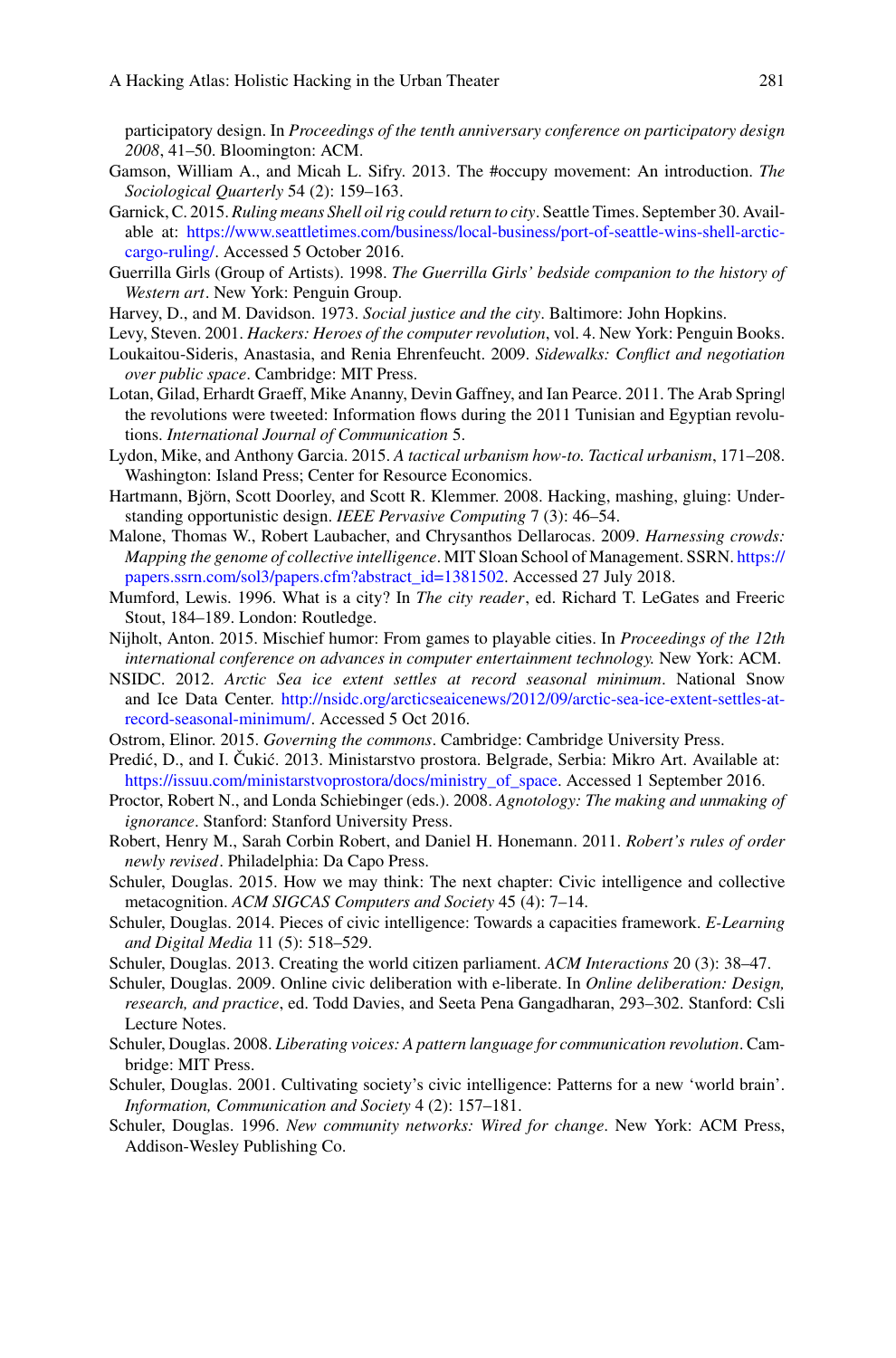participatory design. In *Proceedings of the tenth anniversary conference on participatory design 2008*, 41–50. Bloomington: ACM.

Gamson, William A., and Micah L. Sifry. 2013. The #occupy movement: An introduction. *The Sociological Quarterly* 54 (2): 159–163.

Garnick, C. 2015. *Ruling means Shell oil rig could return to city*. Seattle Times. September 30. Available at: https://www.seattletimes.com/business/local-business/port-of-seattle-wins-shell-arctic-cargo-ruling/. Accessed 5 October 2016.

Guerrilla Girls (Group of Artists). 1998. *The Guerrilla Girls' bedside companion to the history of Western art*. New York: Penguin Group.

Harvey, D., and M. Davidson. 1973. *Social justice and the city*. Baltimore: John Hopkins.

Levy, Steven. 2001. *Hackers: Heroes of the computer revolution*, vol. 4. New York: Penguin Books.

Loukaitou-Sideris, Anastasia, and Renia Ehrenfeucht. 2009. *Sidewalks: Conflict and negotiation over public space*. Cambridge: MIT Press.

Lotan, Gilad, Erhardt Graeff, Mike Ananny, Devin Gaffney, and Ian Pearce. 2011. The Arab Spring| the revolutions were tweeted: Information flows during the 2011 Tunisian and Egyptian revolutions. *International Journal of Communication* 5.

Lydon, Mike, and Anthony Garcia. 2015. *A tactical urbanism how-to. Tactical urbanism*, 171–208. Washington: Island Press; Center for Resource Economics.

Hartmann, Björn, Scott Doorley, and Scott R. Klemmer. 2008. Hacking, mashing, gluing: Understanding opportunistic design. *IEEE Pervasive Computing* 7 (3): 46–54.

Malone, Thomas W., Robert Laubacher, and Chrysanthos Dellarocas. 2009. *Harnessing crowds: Mapping the genome of collective intelligence*. MIT Sloan School of Management. SSRN. https://papers.ssrn.com/sol3/papers.cfm?abstract_id=1381502. Accessed 27 July 2018.

Mumford, Lewis. 1996. What is a city? In *The city reader*, ed. Richard T. LeGates and Freeric Stout, 184–189. London: Routledge.

Nijholt, Anton. 2015. Mischief humor: From games to playable cities. In *Proceedings of the 12th international conference on advances in computer entertainment technology.* New York: ACM.

NSIDC. 2012. *Arctic Sea ice extent settles at record seasonal minimum*. National Snow and Ice Data Center. http://nsidc.org/arcticseaicenews/2012/09/arctic-sea-ice-extent-settles-at-record-seasonal-minimum/. Accessed 5 Oct 2016.

Ostrom, Elinor. 2015. *Governing the commons*. Cambridge: Cambridge University Press.

Predić, D., and I. Čukić. 2013. Ministarstvo prostora. Belgrade, Serbia: Mikro Art. Available at: https://issuu.com/ministarstvoprostora/docs/ministry_of_space. Accessed 1 September 2016.

Proctor, Robert N., and Londa Schiebinger (eds.). 2008. *Agnotology: The making and unmaking of ignorance*. Stanford: Stanford University Press.

Robert, Henry M., Sarah Corbin Robert, and Daniel H. Honemann. 2011. *Robert's rules of order newly revised*. Philadelphia: Da Capo Press.

Schuler, Douglas. 2015. How we may think: The next chapter: Civic intelligence and collective metacognition. *ACM SIGCAS Computers and Society* 45 (4): 7–14.

Schuler, Douglas. 2014. Pieces of civic intelligence: Towards a capacities framework. *E-Learning and Digital Media* 11 (5): 518–529.

Schuler, Douglas. 2013. Creating the world citizen parliament. *ACM Interactions* 20 (3): 38–47.

Schuler, Douglas. 2009. Online civic deliberation with e-liberate. In *Online deliberation: Design, research, and practice*, ed. Todd Davies, and Seeta Pena Gangadharan, 293–302. Stanford: Csli Lecture Notes.

Schuler, Douglas. 2008. *Liberating voices: A pattern language for communication revolution*. Cambridge: MIT Press.

Schuler, Douglas. 2001. Cultivating society's civic intelligence: Patterns for a new 'world brain'. *Information, Communication and Society* 4 (2): 157–181.

Schuler, Douglas. 1996. *New community networks: Wired for change*. New York: ACM Press, Addison-Wesley Publishing Co.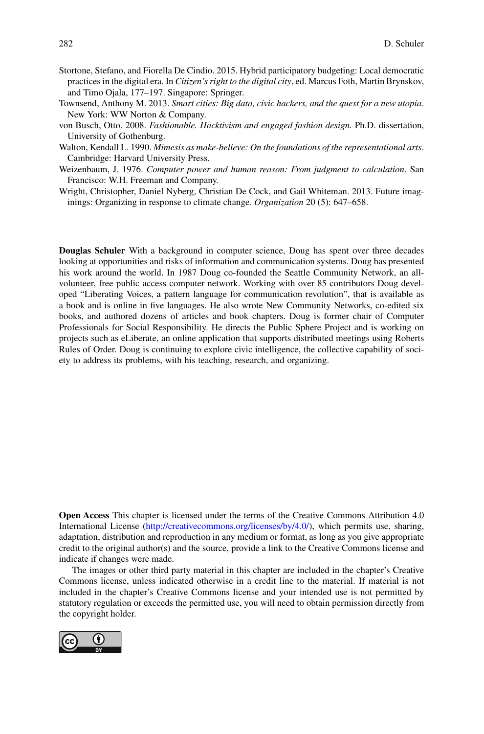Stortone, Stefano, and Fiorella De Cindio. 2015. Hybrid participatory budgeting: Local democratic practices in the digital era. In *Citizen's right to the digital city*, ed. Marcus Foth, Martin Brynskov, and Timo Ojala, 177–197. Singapore: Springer.

Townsend, Anthony M. 2013. *Smart cities: Big data, civic hackers, and the quest for a new utopia*. New York: WW Norton & Company.

von Busch, Otto. 2008. *Fashionable. Hacktivism and engaged fashion design.* Ph.D. dissertation, University of Gothenburg.

Walton, Kendall L. 1990. *Mimesis as make-believe: On the foundations of the representational arts*. Cambridge: Harvard University Press.

Weizenbaum, J. 1976. *Computer power and human reason: From judgment to calculation*. San Francisco: W.H. Freeman and Company.

Wright, Christopher, Daniel Nyberg, Christian De Cock, and Gail Whiteman. 2013. Future imaginings: Organizing in response to climate change. *Organization* 20 (5): 647–658.

**Douglas Schuler** With a background in computer science, Doug has spent over three decades looking at opportunities and risks of information and communication systems. Doug has presented his work around the world. In 1987 Doug co-founded the Seattle Community Network, an all-volunteer, free public access computer network. Working with over 85 contributors Doug developed "Liberating Voices, a pattern language for communication revolution", that is available as a book and is online in five languages. He also wrote New Community Networks, co-edited six books, and authored dozens of articles and book chapters. Doug is former chair of Computer Professionals for Social Responsibility. He directs the Public Sphere Project and is working on projects such as eLiberate, an online application that supports distributed meetings using Roberts Rules of Order. Doug is continuing to explore civic intelligence, the collective capability of society to address its problems, with his teaching, research, and organizing.

**Open Access** This chapter is licensed under the terms of the Creative Commons Attribution 4.0 International License (http://creativecommons.org/licenses/by/4.0/), which permits use, sharing, adaptation, distribution and reproduction in any medium or format, as long as you give appropriate credit to the original author(s) and the source, provide a link to the Creative Commons license and indicate if changes were made.

The images or other third party material in this chapter are included in the chapter's Creative Commons license, unless indicated otherwise in a credit line to the material. If material is not included in the chapter's Creative Commons license and your intended use is not permitted by statutory regulation or exceeds the permitted use, you will need to obtain permission directly from the copyright holder.